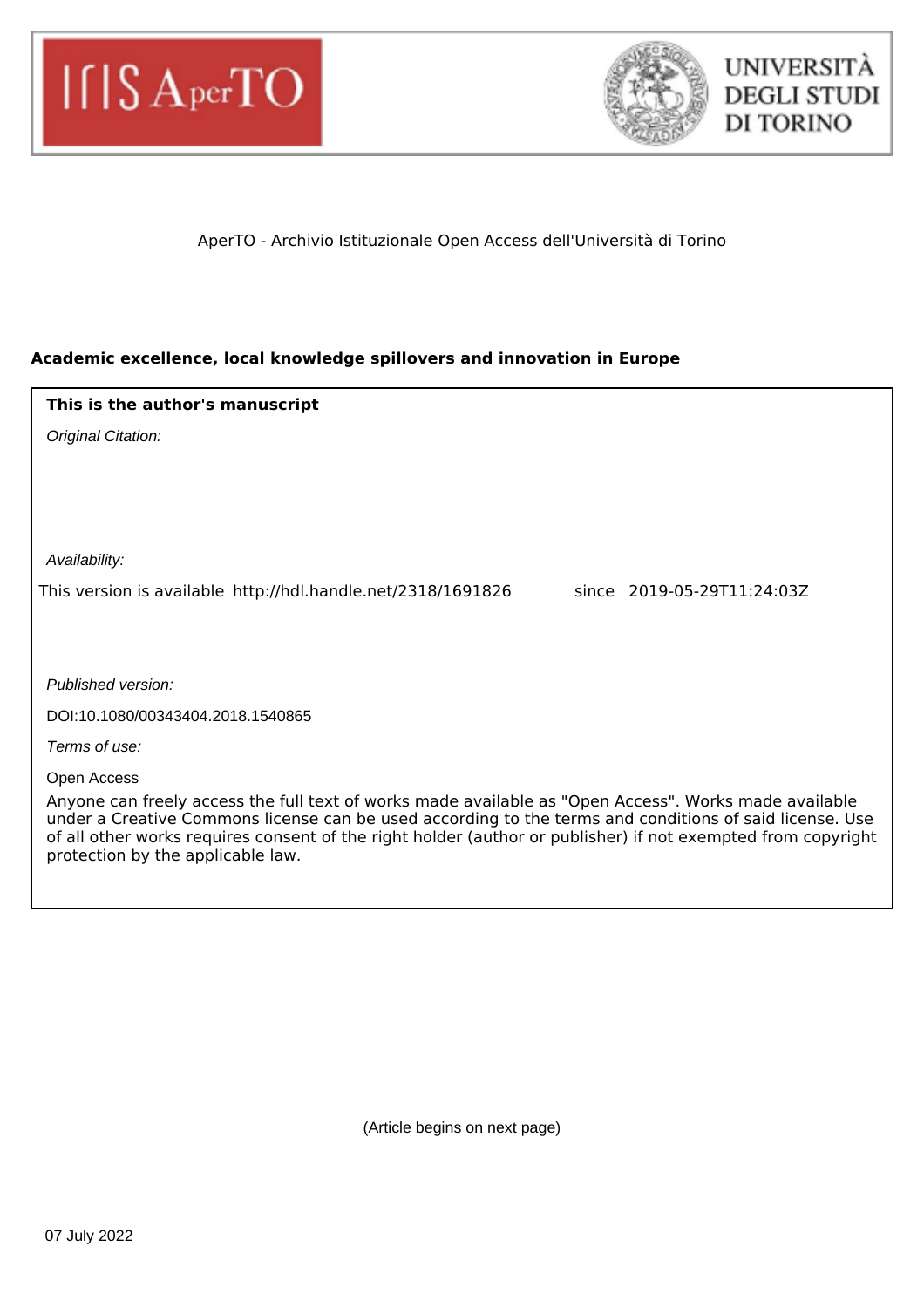AperTO - Archivio Istituzionale Open Access dell'Università di Torino

**Academic excellence, local knowledge spillovers and innovation in Europe**

**This is the author's manuscript**

*Original Citation:*

*Availability:*

This version is available http://hdl.handle.net/2318/1691826 since 2019-05-29T11:24:03Z

*Published version:*

DOI:10.1080/00343404.2018.1540865

*Terms of use:*

Open Access

Anyone can freely access the full text of works made available as "Open Access". Works made available under a Creative Commons license can be used according to the terms and conditions of said license. Use of all other works requires consent of the right holder (author or publisher) if not exempted from copyright protection by the applicable law.

(Article begins on next page)

07 July 2022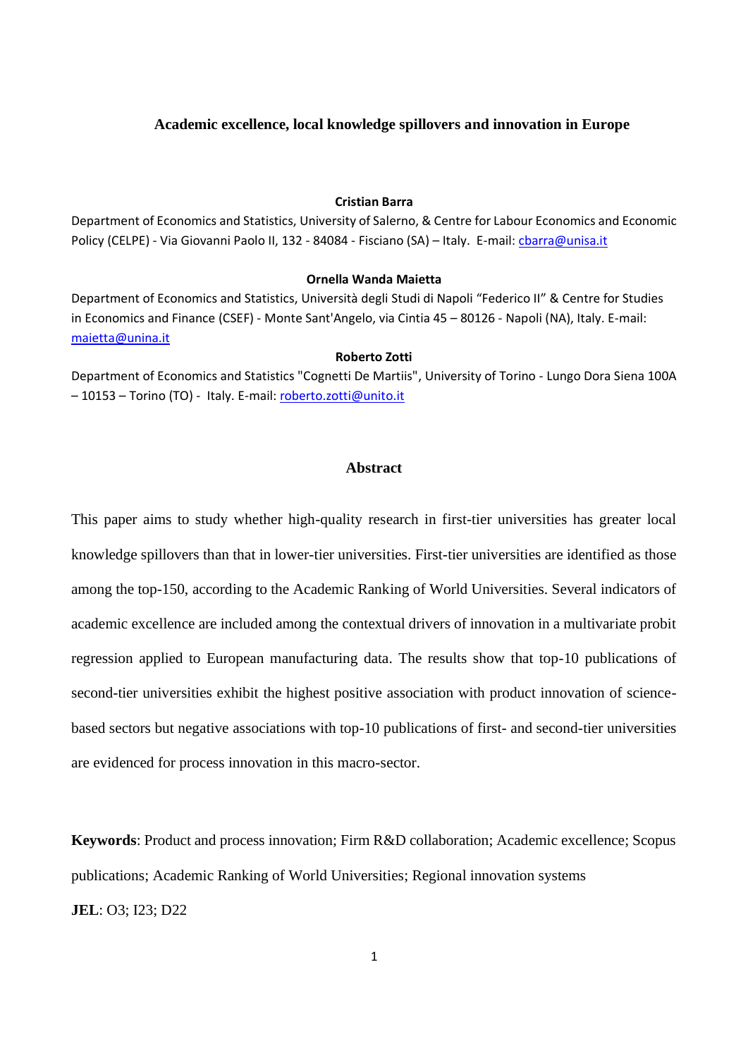# Academic excellence, local knowledge spillovers and innovation in Europe

**Cristian Barra**

Department of Economics and Statistics, University of Salerno, & Centre for Labour Economics and Economic Policy (CELPE) - Via Giovanni Paolo II, 132 - 84084 - Fisciano (SA) – Italy. E-mail: cbarra@unisa.it

**Ornella Wanda Maietta**

Department of Economics and Statistics, Università degli Studi di Napoli "Federico II" & Centre for Studies in Economics and Finance (CSEF) - Monte Sant'Angelo, via Cintia 45 – 80126 - Napoli (NA), Italy. E-mail: maietta@unina.it

**Roberto Zotti**

Department of Economics and Statistics "Cognetti De Martiis", University of Torino - Lungo Dora Siena 100A – 10153 – Torino (TO) - Italy. E-mail: roberto.zotti@unito.it

## Abstract

This paper aims to study whether high-quality research in first-tier universities has greater local knowledge spillovers than that in lower-tier universities. First-tier universities are identified as those among the top-150, according to the Academic Ranking of World Universities. Several indicators of academic excellence are included among the contextual drivers of innovation in a multivariate probit regression applied to European manufacturing data. The results show that top-10 publications of second-tier universities exhibit the highest positive association with product innovation of science-based sectors but negative associations with top-10 publications of first- and second-tier universities are evidenced for process innovation in this macro-sector.

**Keywords**: Product and process innovation; Firm R&D collaboration; Academic excellence; Scopus publications; Academic Ranking of World Universities; Regional innovation systems

**JEL**: O3; I23; D22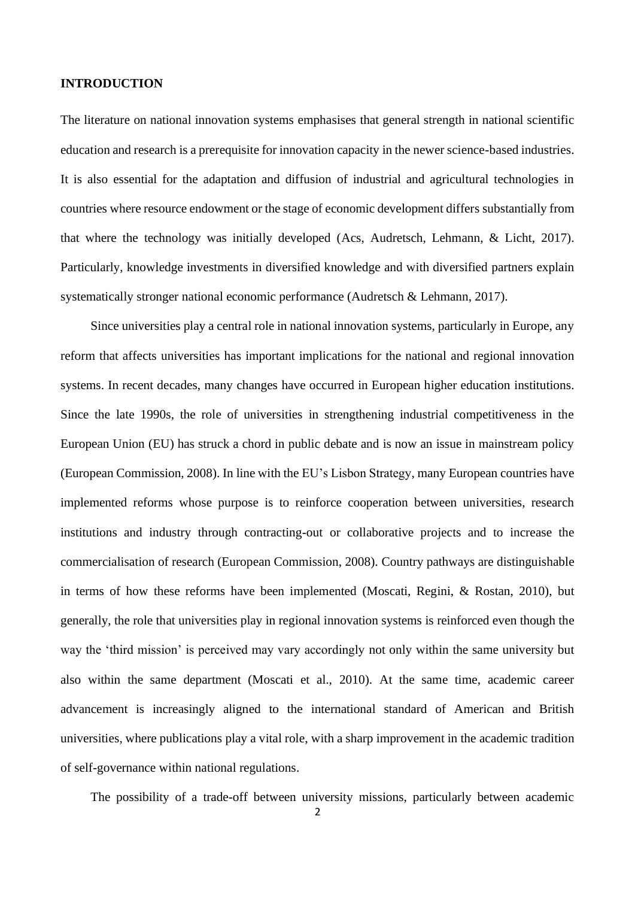# INTRODUCTION

The literature on national innovation systems emphasises that general strength in national scientific education and research is a prerequisite for innovation capacity in the newer science-based industries. It is also essential for the adaptation and diffusion of industrial and agricultural technologies in countries where resource endowment or the stage of economic development differs substantially from that where the technology was initially developed (Acs, Audretsch, Lehmann, & Licht, 2017). Particularly, knowledge investments in diversified knowledge and with diversified partners explain systematically stronger national economic performance (Audretsch & Lehmann, 2017).

Since universities play a central role in national innovation systems, particularly in Europe, any reform that affects universities has important implications for the national and regional innovation systems. In recent decades, many changes have occurred in European higher education institutions. Since the late 1990s, the role of universities in strengthening industrial competitiveness in the European Union (EU) has struck a chord in public debate and is now an issue in mainstream policy (European Commission, 2008). In line with the EU's Lisbon Strategy, many European countries have implemented reforms whose purpose is to reinforce cooperation between universities, research institutions and industry through contracting-out or collaborative projects and to increase the commercialisation of research (European Commission, 2008). Country pathways are distinguishable in terms of how these reforms have been implemented (Moscati, Regini, & Rostan, 2010), but generally, the role that universities play in regional innovation systems is reinforced even though the way the 'third mission' is perceived may vary accordingly not only within the same university but also within the same department (Moscati et al., 2010). At the same time, academic career advancement is increasingly aligned to the international standard of American and British universities, where publications play a vital role, with a sharp improvement in the academic tradition of self-governance within national regulations.

The possibility of a trade-off between university missions, particularly between academic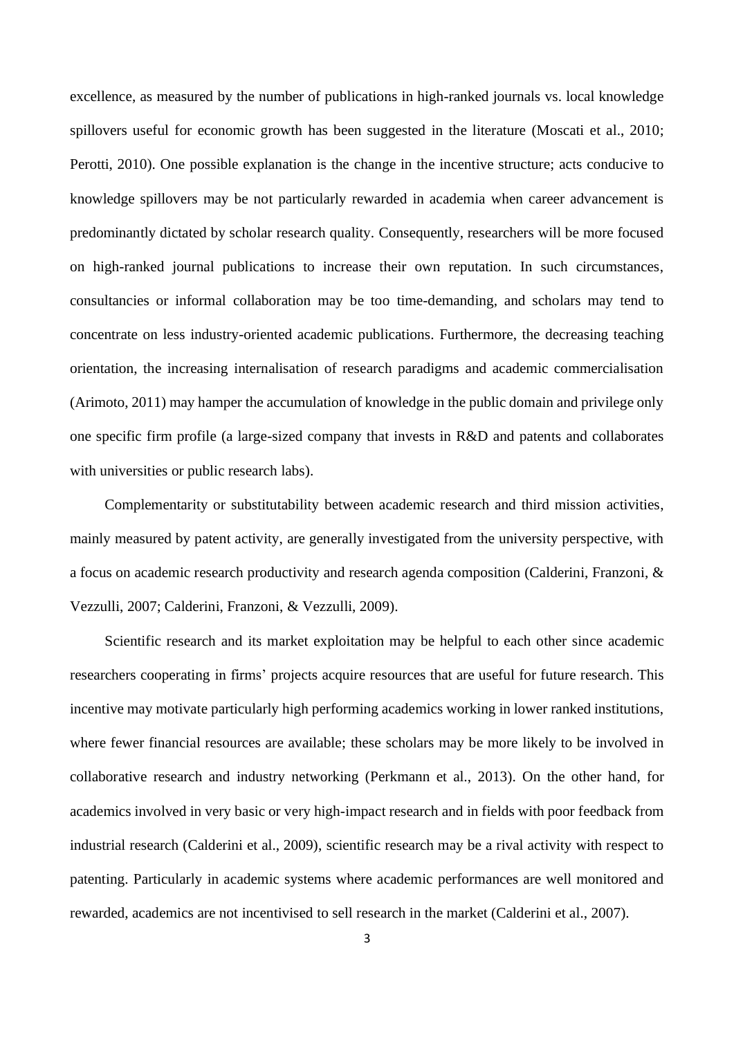excellence, as measured by the number of publications in high-ranked journals vs. local knowledge spillovers useful for economic growth has been suggested in the literature (Moscati et al., 2010; Perotti, 2010). One possible explanation is the change in the incentive structure; acts conducive to knowledge spillovers may be not particularly rewarded in academia when career advancement is predominantly dictated by scholar research quality. Consequently, researchers will be more focused on high-ranked journal publications to increase their own reputation. In such circumstances, consultancies or informal collaboration may be too time-demanding, and scholars may tend to concentrate on less industry-oriented academic publications. Furthermore, the decreasing teaching orientation, the increasing internalisation of research paradigms and academic commercialisation (Arimoto, 2011) may hamper the accumulation of knowledge in the public domain and privilege only one specific firm profile (a large-sized company that invests in R&D and patents and collaborates with universities or public research labs).

Complementarity or substitutability between academic research and third mission activities, mainly measured by patent activity, are generally investigated from the university perspective, with a focus on academic research productivity and research agenda composition (Calderini, Franzoni, & Vezzulli, 2007; Calderini, Franzoni, & Vezzulli, 2009).

Scientific research and its market exploitation may be helpful to each other since academic researchers cooperating in firms' projects acquire resources that are useful for future research. This incentive may motivate particularly high performing academics working in lower ranked institutions, where fewer financial resources are available; these scholars may be more likely to be involved in collaborative research and industry networking (Perkmann et al., 2013). On the other hand, for academics involved in very basic or very high-impact research and in fields with poor feedback from industrial research (Calderini et al., 2009), scientific research may be a rival activity with respect to patenting. Particularly in academic systems where academic performances are well monitored and rewarded, academics are not incentivised to sell research in the market (Calderini et al., 2007).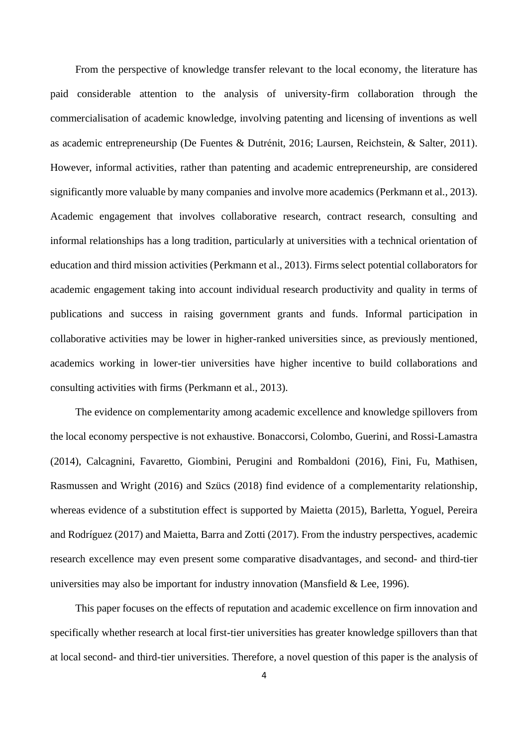From the perspective of knowledge transfer relevant to the local economy, the literature has paid considerable attention to the analysis of university-firm collaboration through the commercialisation of academic knowledge, involving patenting and licensing of inventions as well as academic entrepreneurship (De Fuentes & Dutrénit, 2016; Laursen, Reichstein, & Salter, 2011). However, informal activities, rather than patenting and academic entrepreneurship, are considered significantly more valuable by many companies and involve more academics (Perkmann et al., 2013). Academic engagement that involves collaborative research, contract research, consulting and informal relationships has a long tradition, particularly at universities with a technical orientation of education and third mission activities (Perkmann et al., 2013). Firms select potential collaborators for academic engagement taking into account individual research productivity and quality in terms of publications and success in raising government grants and funds. Informal participation in collaborative activities may be lower in higher-ranked universities since, as previously mentioned, academics working in lower-tier universities have higher incentive to build collaborations and consulting activities with firms (Perkmann et al., 2013).

The evidence on complementarity among academic excellence and knowledge spillovers from the local economy perspective is not exhaustive. Bonaccorsi, Colombo, Guerini, and Rossi-Lamastra (2014), Calcagnini, Favaretto, Giombini, Perugini and Rombaldoni (2016), Fini, Fu, Mathisen, Rasmussen and Wright (2016) and Szücs (2018) find evidence of a complementarity relationship, whereas evidence of a substitution effect is supported by Maietta (2015), Barletta, Yoguel, Pereira and Rodríguez (2017) and Maietta, Barra and Zotti (2017). From the industry perspectives, academic research excellence may even present some comparative disadvantages, and second- and third-tier universities may also be important for industry innovation (Mansfield & Lee, 1996).

This paper focuses on the effects of reputation and academic excellence on firm innovation and specifically whether research at local first-tier universities has greater knowledge spillovers than that at local second- and third-tier universities. Therefore, a novel question of this paper is the analysis of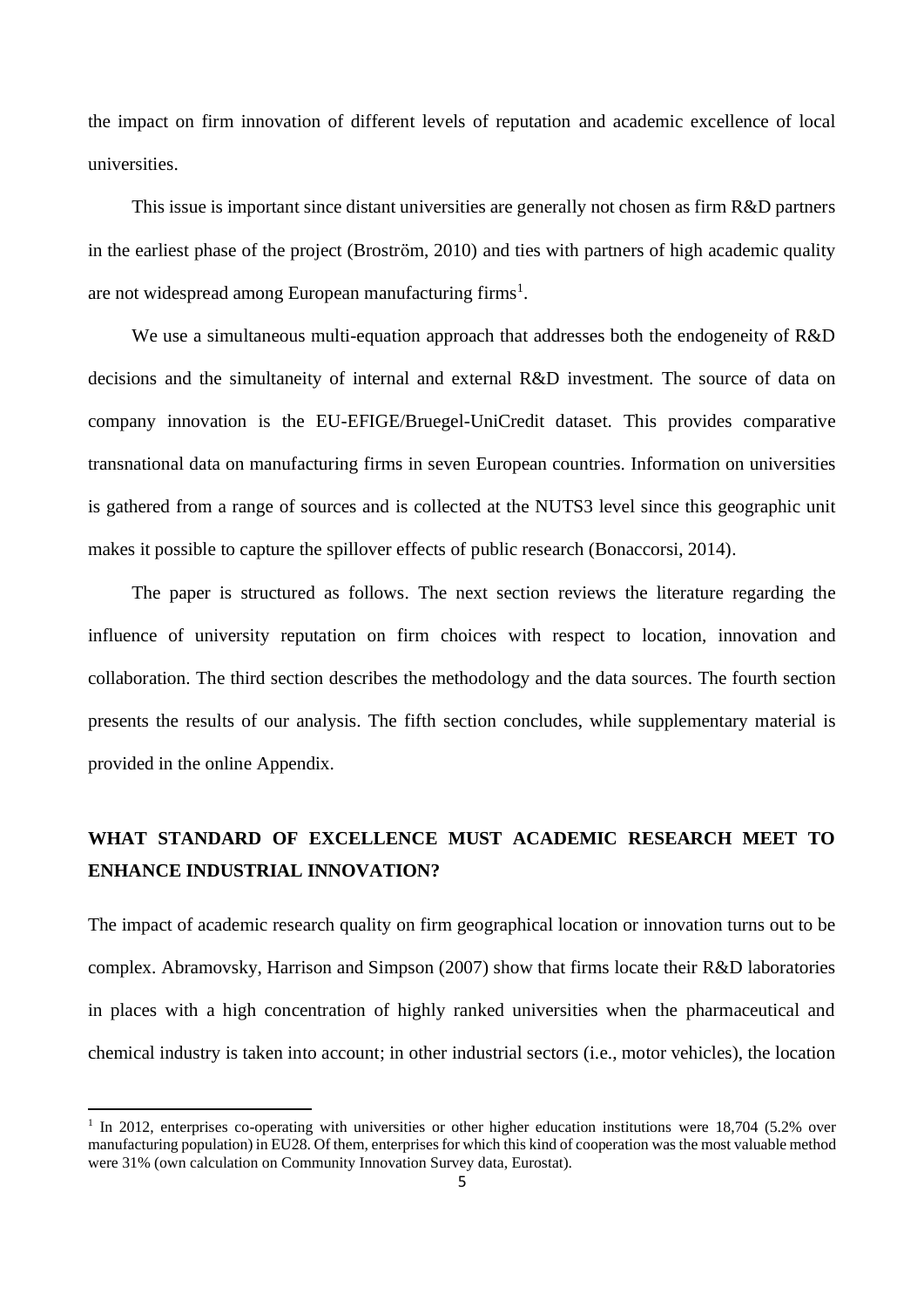the impact on firm innovation of different levels of reputation and academic excellence of local universities.

This issue is important since distant universities are generally not chosen as firm R&D partners in the earliest phase of the project (Broström, 2010) and ties with partners of high academic quality are not widespread among European manufacturing firms[1].

We use a simultaneous multi-equation approach that addresses both the endogeneity of R&D decisions and the simultaneity of internal and external R&D investment. The source of data on company innovation is the EU-EFIGE/Bruegel-UniCredit dataset. This provides comparative transnational data on manufacturing firms in seven European countries. Information on universities is gathered from a range of sources and is collected at the NUTS3 level since this geographic unit makes it possible to capture the spillover effects of public research (Bonaccorsi, 2014).

The paper is structured as follows. The next section reviews the literature regarding the influence of university reputation on firm choices with respect to location, innovation and collaboration. The third section describes the methodology and the data sources. The fourth section presents the results of our analysis. The fifth section concludes, while supplementary material is provided in the online Appendix.

## WHAT STANDARD OF EXCELLENCE MUST ACADEMIC RESEARCH MEET TO ENHANCE INDUSTRIAL INNOVATION?

The impact of academic research quality on firm geographical location or innovation turns out to be complex. Abramovsky, Harrison and Simpson (2007) show that firms locate their R&D laboratories in places with a high concentration of highly ranked universities when the pharmaceutical and chemical industry is taken into account; in other industrial sectors (i.e., motor vehicles), the location

[1] In 2012, enterprises co-operating with universities or other higher education institutions were 18,704 (5.2% over manufacturing population) in EU28. Of them, enterprises for which this kind of cooperation was the most valuable method were 31% (own calculation on Community Innovation Survey data, Eurostat).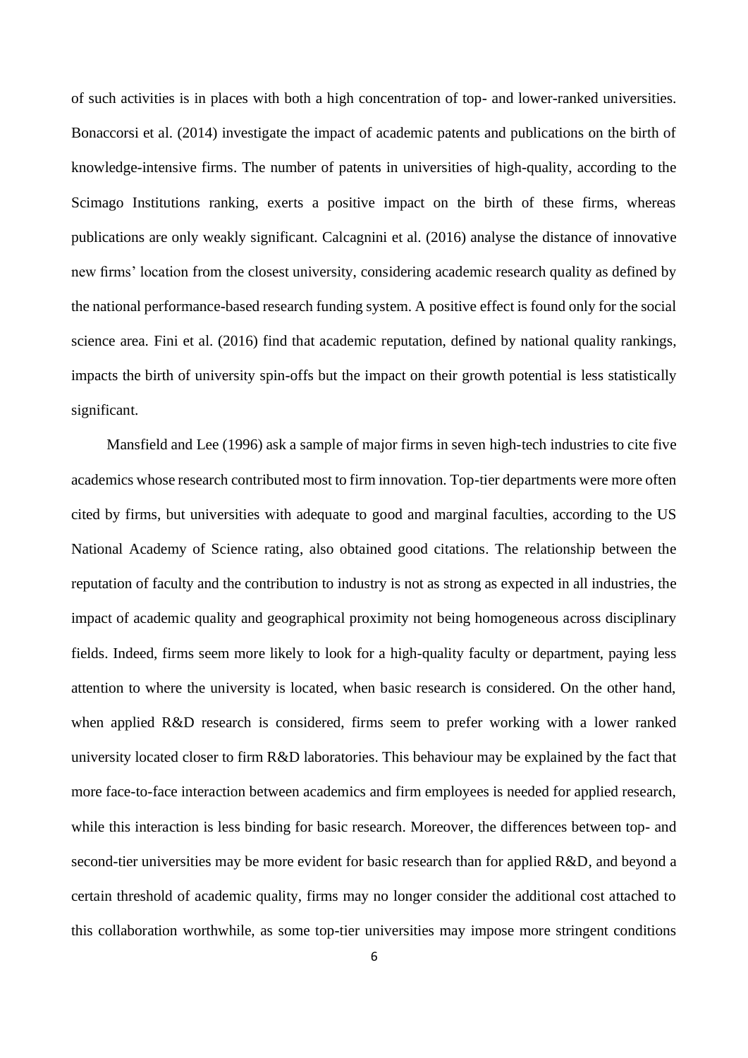of such activities is in places with both a high concentration of top- and lower-ranked universities. Bonaccorsi et al. (2014) investigate the impact of academic patents and publications on the birth of knowledge-intensive firms. The number of patents in universities of high-quality, according to the Scimago Institutions ranking, exerts a positive impact on the birth of these firms, whereas publications are only weakly significant. Calcagnini et al. (2016) analyse the distance of innovative new firms' location from the closest university, considering academic research quality as defined by the national performance-based research funding system. A positive effect is found only for the social science area. Fini et al. (2016) find that academic reputation, defined by national quality rankings, impacts the birth of university spin-offs but the impact on their growth potential is less statistically significant.

Mansfield and Lee (1996) ask a sample of major firms in seven high-tech industries to cite five academics whose research contributed most to firm innovation. Top-tier departments were more often cited by firms, but universities with adequate to good and marginal faculties, according to the US National Academy of Science rating, also obtained good citations. The relationship between the reputation of faculty and the contribution to industry is not as strong as expected in all industries, the impact of academic quality and geographical proximity not being homogeneous across disciplinary fields. Indeed, firms seem more likely to look for a high-quality faculty or department, paying less attention to where the university is located, when basic research is considered. On the other hand, when applied R&D research is considered, firms seem to prefer working with a lower ranked university located closer to firm R&D laboratories. This behaviour may be explained by the fact that more face-to-face interaction between academics and firm employees is needed for applied research, while this interaction is less binding for basic research. Moreover, the differences between top- and second-tier universities may be more evident for basic research than for applied R&D, and beyond a certain threshold of academic quality, firms may no longer consider the additional cost attached to this collaboration worthwhile, as some top-tier universities may impose more stringent conditions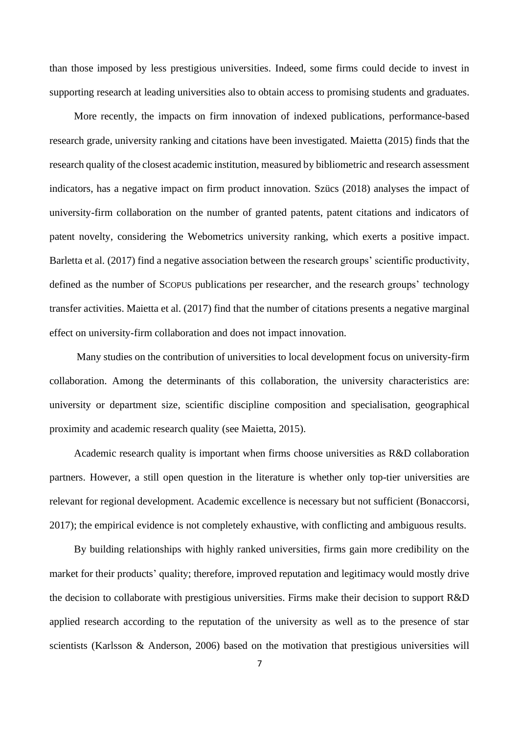than those imposed by less prestigious universities. Indeed, some firms could decide to invest in supporting research at leading universities also to obtain access to promising students and graduates.

More recently, the impacts on firm innovation of indexed publications, performance-based research grade, university ranking and citations have been investigated. Maietta (2015) finds that the research quality of the closest academic institution, measured by bibliometric and research assessment indicators, has a negative impact on firm product innovation. Szücs (2018) analyses the impact of university-firm collaboration on the number of granted patents, patent citations and indicators of patent novelty, considering the Webometrics university ranking, which exerts a positive impact. Barletta et al. (2017) find a negative association between the research groups' scientific productivity, defined as the number of SCOPUS publications per researcher, and the research groups' technology transfer activities. Maietta et al. (2017) find that the number of citations presents a negative marginal effect on university-firm collaboration and does not impact innovation.

Many studies on the contribution of universities to local development focus on university-firm collaboration. Among the determinants of this collaboration, the university characteristics are: university or department size, scientific discipline composition and specialisation, geographical proximity and academic research quality (see Maietta, 2015).

Academic research quality is important when firms choose universities as R&D collaboration partners. However, a still open question in the literature is whether only top-tier universities are relevant for regional development. Academic excellence is necessary but not sufficient (Bonaccorsi, 2017); the empirical evidence is not completely exhaustive, with conflicting and ambiguous results.

By building relationships with highly ranked universities, firms gain more credibility on the market for their products' quality; therefore, improved reputation and legitimacy would mostly drive the decision to collaborate with prestigious universities. Firms make their decision to support R&D applied research according to the reputation of the university as well as to the presence of star scientists (Karlsson & Anderson, 2006) based on the motivation that prestigious universities will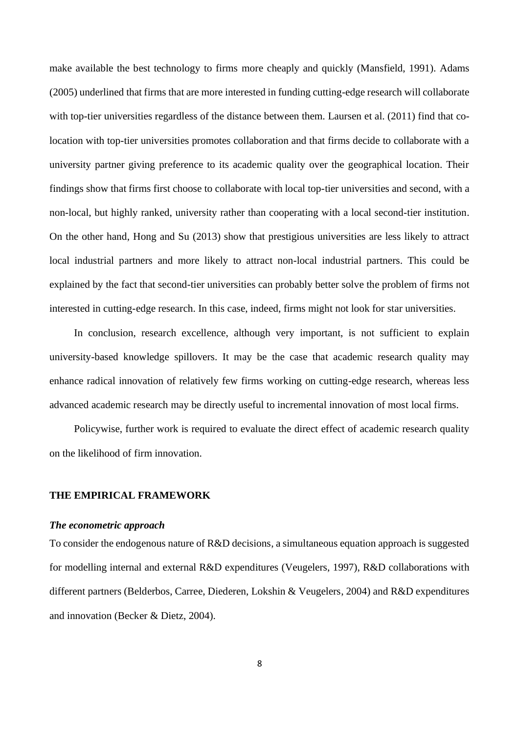make available the best technology to firms more cheaply and quickly (Mansfield, 1991). Adams (2005) underlined that firms that are more interested in funding cutting-edge research will collaborate with top-tier universities regardless of the distance between them. Laursen et al. (2011) find that co-location with top-tier universities promotes collaboration and that firms decide to collaborate with a university partner giving preference to its academic quality over the geographical location. Their findings show that firms first choose to collaborate with local top-tier universities and second, with a non-local, but highly ranked, university rather than cooperating with a local second-tier institution. On the other hand, Hong and Su (2013) show that prestigious universities are less likely to attract local industrial partners and more likely to attract non-local industrial partners. This could be explained by the fact that second-tier universities can probably better solve the problem of firms not interested in cutting-edge research. In this case, indeed, firms might not look for star universities.

In conclusion, research excellence, although very important, is not sufficient to explain university-based knowledge spillovers. It may be the case that academic research quality may enhance radical innovation of relatively few firms working on cutting-edge research, whereas less advanced academic research may be directly useful to incremental innovation of most local firms.

Policywise, further work is required to evaluate the direct effect of academic research quality on the likelihood of firm innovation.

## THE EMPIRICAL FRAMEWORK

### *The econometric approach*

To consider the endogenous nature of R&D decisions, a simultaneous equation approach is suggested for modelling internal and external R&D expenditures (Veugelers, 1997), R&D collaborations with different partners (Belderbos, Carree, Diederen, Lokshin & Veugelers, 2004) and R&D expenditures and innovation (Becker & Dietz, 2004).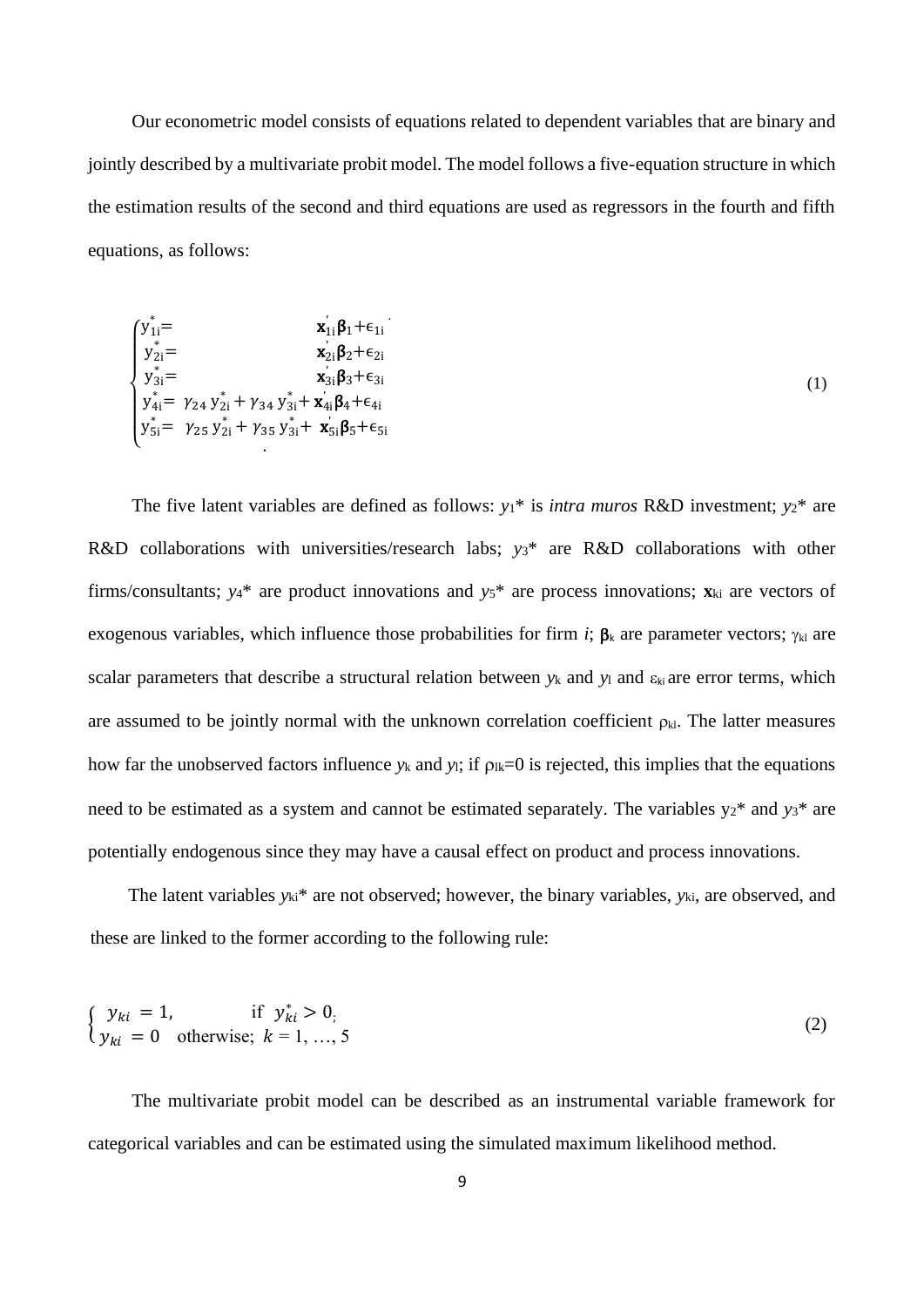Our econometric model consists of equations related to dependent variables that are binary and jointly described by a multivariate probit model. The model follows a five-equation structure in which the estimation results of the second and third equations are used as regressors in the fourth and fifth equations, as follows:

$$
\begin{cases}
y^{*}_{1i} = & \mathbf{x}^{'}_{1i}\boldsymbol{\beta}_{1} + \epsilon_{1i} \\
y^{*}_{2i} = & \mathbf{x}^{'}_{2i}\boldsymbol{\beta}_{2} + \epsilon_{2i} \\
y^{*}_{3i} = & \mathbf{x}^{'}_{3i}\boldsymbol{\beta}_{3} + \epsilon_{3i} \\
y^{*}_{4i} = & \gamma_{24}\, y^{*}_{2i} + \gamma_{34}\, y^{*}_{3i} + \mathbf{x}^{'}_{4i}\boldsymbol{\beta}_{4} + \epsilon_{4i} \\
y^{*}_{5i} = & \gamma_{25}\, y^{*}_{2i} + \gamma_{35}\, y^{*}_{3i} + \mathbf{x}^{'}_{5i}\boldsymbol{\beta}_{5} + \epsilon_{5i}
\end{cases}
\tag{1}
$$

The five latent variables are defined as follows: $y_1$* is *intra muros* R&D investment; $y_2$* are R&D collaborations with universities/research labs; $y_3$* are R&D collaborations with other firms/consultants; $y_4$* are product innovations and $y_5$* are process innovations; $\mathbf{x}_{ki}$ are vectors of exogenous variables, which influence those probabilities for firm $i$; $\boldsymbol{\beta}_k$ are parameter vectors; $\gamma_{kl}$ are scalar parameters that describe a structural relation between $y_k$ and $y_l$ and $\varepsilon_{ki}$ are error terms, which are assumed to be jointly normal with the unknown correlation coefficient $\rho_{kl}$. The latter measures how far the unobserved factors influence $y_k$ and $y_l$; if $\rho_{lk}=0$ is rejected, this implies that the equations need to be estimated as a system and cannot be estimated separately. The variables $y_2$* and $y_3$* are potentially endogenous since they may have a causal effect on product and process innovations.

The latent variables $y_{ki}$* are not observed; however, the binary variables, $y_{ki}$, are observed, and these are linked to the former according to the following rule:

$$
\begin{cases}
y_{ki} = 1, & \text{if } y^{*}_{ki} > 0; \\
y_{ki} = 0 & \text{otherwise; } k = 1, \ldots, 5
\end{cases}
\tag{2}
$$

The multivariate probit model can be described as an instrumental variable framework for categorical variables and can be estimated using the simulated maximum likelihood method.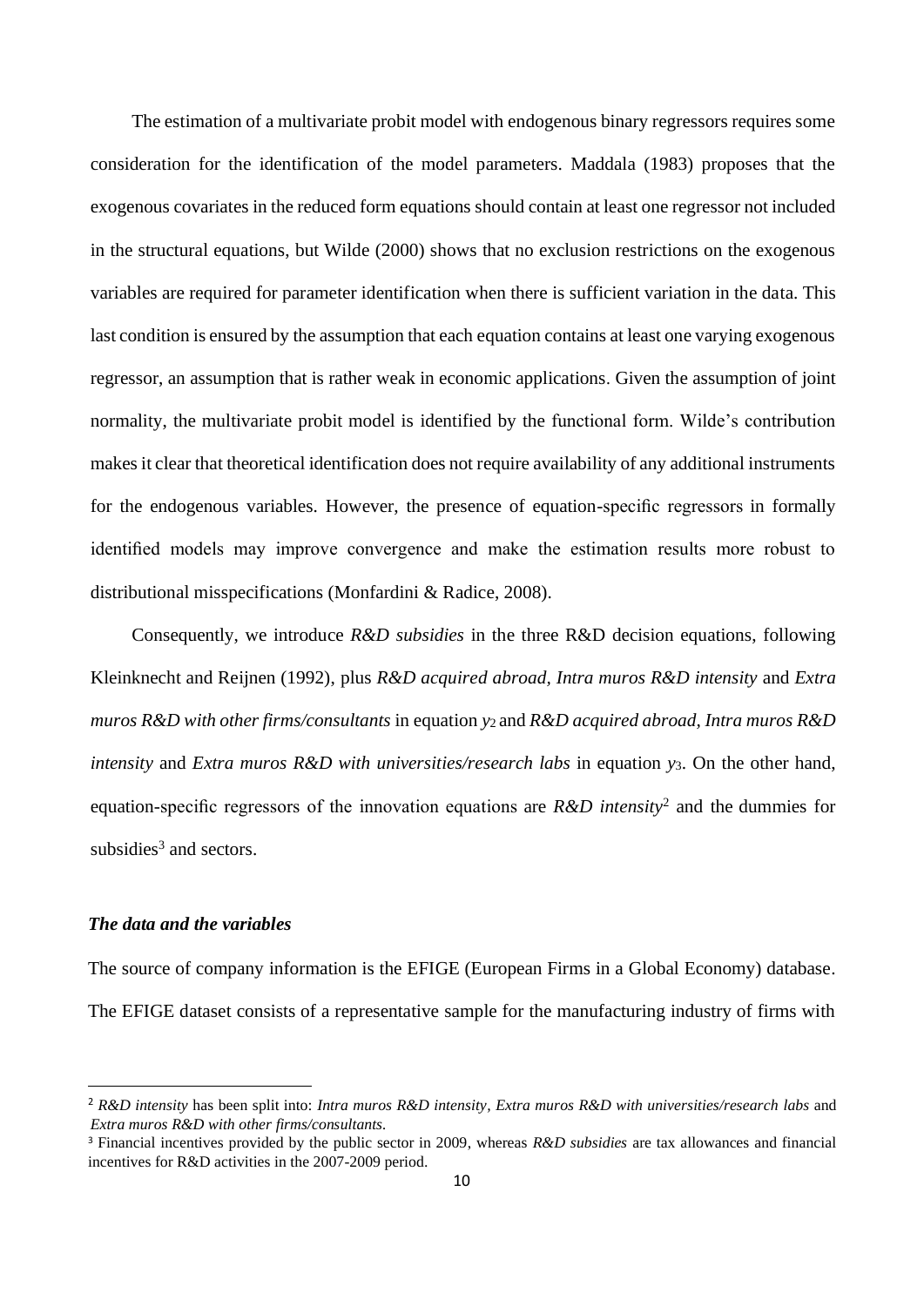The estimation of a multivariate probit model with endogenous binary regressors requires some consideration for the identification of the model parameters. Maddala (1983) proposes that the exogenous covariates in the reduced form equations should contain at least one regressor not included in the structural equations, but Wilde (2000) shows that no exclusion restrictions on the exogenous variables are required for parameter identification when there is sufficient variation in the data. This last condition is ensured by the assumption that each equation contains at least one varying exogenous regressor, an assumption that is rather weak in economic applications. Given the assumption of joint normality, the multivariate probit model is identified by the functional form. Wilde's contribution makes it clear that theoretical identification does not require availability of any additional instruments for the endogenous variables. However, the presence of equation-specific regressors in formally identified models may improve convergence and make the estimation results more robust to distributional misspecifications (Monfardini & Radice, 2008).

Consequently, we introduce *R&D subsidies* in the three R&D decision equations, following Kleinknecht and Reijnen (1992), plus *R&D acquired abroad, Intra muros R&D intensity* and *Extra muros R&D with other firms/consultants* in equation $y_2$ and *R&D acquired abroad, Intra muros R&D intensity* and *Extra muros R&D with universities/research labs* in equation $y_3$. On the other hand, equation-specific regressors of the innovation equations are *R&D intensity*[2] and the dummies for subsidies[3] and sectors.

### *The data and the variables*

The source of company information is the EFIGE (European Firms in a Global Economy) database. The EFIGE dataset consists of a representative sample for the manufacturing industry of firms with

---

[2] *R&D intensity* has been split into: *Intra muros R&D intensity, Extra muros R&D with universities/research labs* and *Extra muros R&D with other firms/consultants.*

[3] Financial incentives provided by the public sector in 2009, whereas *R&D subsidies* are tax allowances and financial incentives for R&D activities in the 2007-2009 period.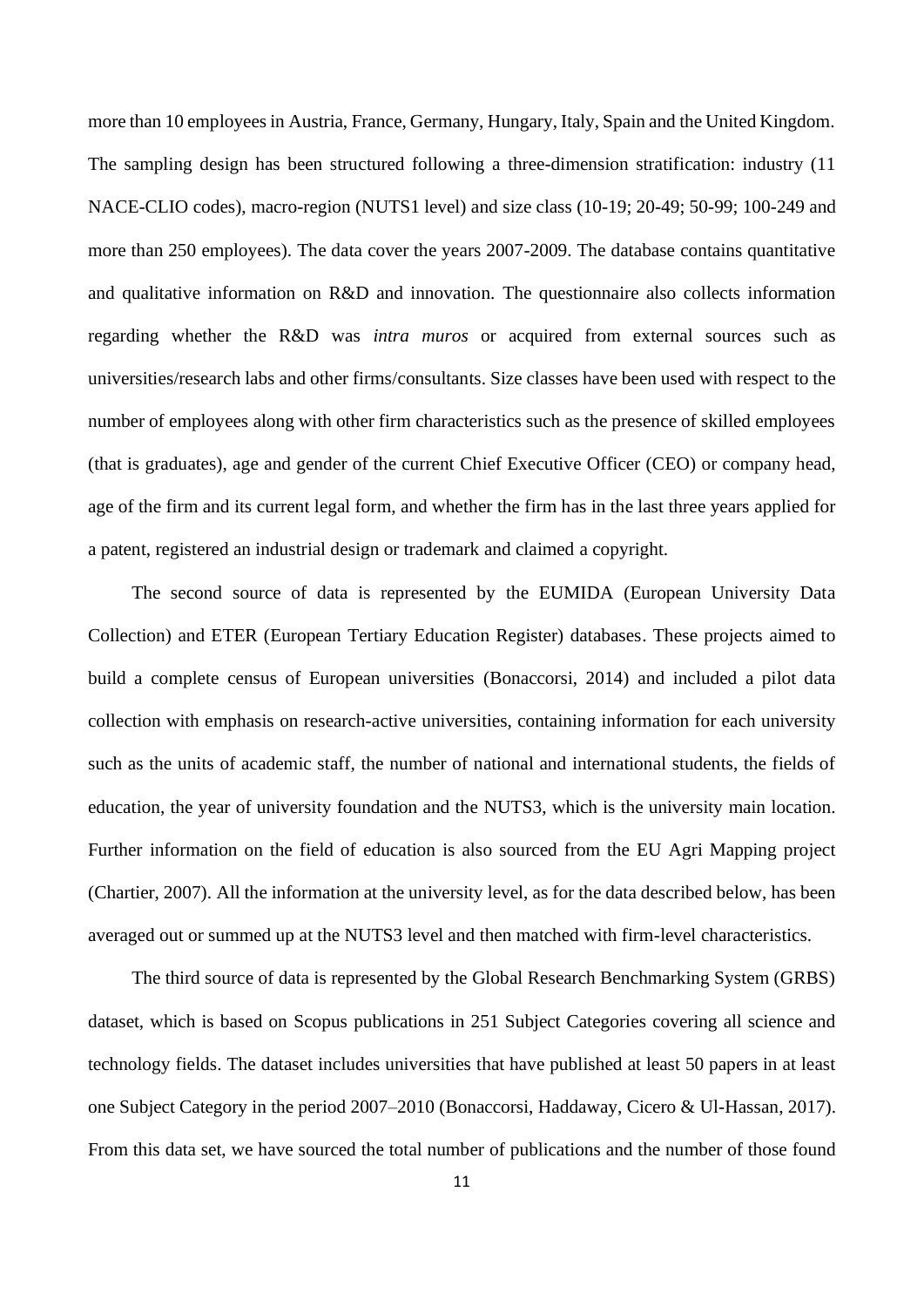more than 10 employees in Austria, France, Germany, Hungary, Italy, Spain and the United Kingdom. The sampling design has been structured following a three-dimension stratification: industry (11 NACE-CLIO codes), macro-region (NUTS1 level) and size class (10-19; 20-49; 50-99; 100-249 and more than 250 employees). The data cover the years 2007-2009. The database contains quantitative and qualitative information on R&D and innovation. The questionnaire also collects information regarding whether the R&D was *intra muros* or acquired from external sources such as universities/research labs and other firms/consultants. Size classes have been used with respect to the number of employees along with other firm characteristics such as the presence of skilled employees (that is graduates), age and gender of the current Chief Executive Officer (CEO) or company head, age of the firm and its current legal form, and whether the firm has in the last three years applied for a patent, registered an industrial design or trademark and claimed a copyright.

The second source of data is represented by the EUMIDA (European University Data Collection) and ETER (European Tertiary Education Register) databases. These projects aimed to build a complete census of European universities (Bonaccorsi, 2014) and included a pilot data collection with emphasis on research-active universities, containing information for each university such as the units of academic staff, the number of national and international students, the fields of education, the year of university foundation and the NUTS3, which is the university main location. Further information on the field of education is also sourced from the EU Agri Mapping project (Chartier, 2007). All the information at the university level, as for the data described below, has been averaged out or summed up at the NUTS3 level and then matched with firm-level characteristics.

The third source of data is represented by the Global Research Benchmarking System (GRBS) dataset, which is based on Scopus publications in 251 Subject Categories covering all science and technology fields. The dataset includes universities that have published at least 50 papers in at least one Subject Category in the period 2007–2010 (Bonaccorsi, Haddaway, Cicero & Ul-Hassan, 2017). From this data set, we have sourced the total number of publications and the number of those found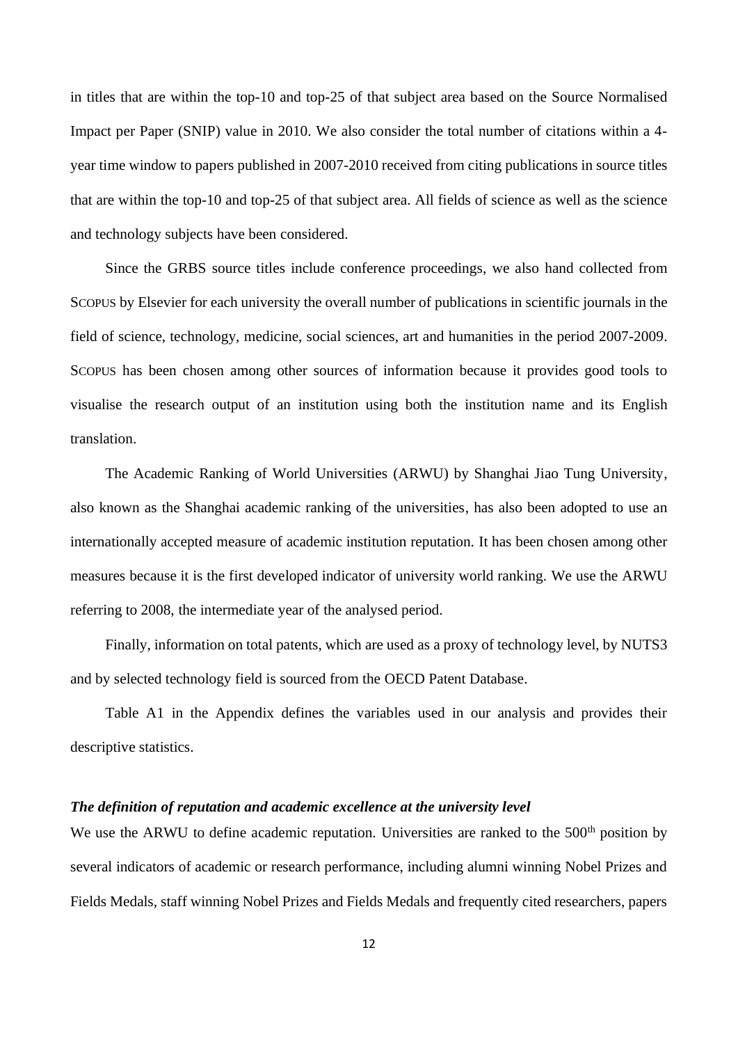in titles that are within the top-10 and top-25 of that subject area based on the Source Normalised Impact per Paper (SNIP) value in 2010. We also consider the total number of citations within a 4-year time window to papers published in 2007-2010 received from citing publications in source titles that are within the top-10 and top-25 of that subject area. All fields of science as well as the science and technology subjects have been considered.

Since the GRBS source titles include conference proceedings, we also hand collected from SCOPUS by Elsevier for each university the overall number of publications in scientific journals in the field of science, technology, medicine, social sciences, art and humanities in the period 2007-2009. SCOPUS has been chosen among other sources of information because it provides good tools to visualise the research output of an institution using both the institution name and its English translation.

The Academic Ranking of World Universities (ARWU) by Shanghai Jiao Tung University, also known as the Shanghai academic ranking of the universities, has also been adopted to use an internationally accepted measure of academic institution reputation. It has been chosen among other measures because it is the first developed indicator of university world ranking. We use the ARWU referring to 2008, the intermediate year of the analysed period.

Finally, information on total patents, which are used as a proxy of technology level, by NUTS3 and by selected technology field is sourced from the OECD Patent Database.

Table A1 in the Appendix defines the variables used in our analysis and provides their descriptive statistics.

### *The definition of reputation and academic excellence at the university level*

We use the ARWU to define academic reputation. Universities are ranked to the 500th position by several indicators of academic or research performance, including alumni winning Nobel Prizes and Fields Medals, staff winning Nobel Prizes and Fields Medals and frequently cited researchers, papers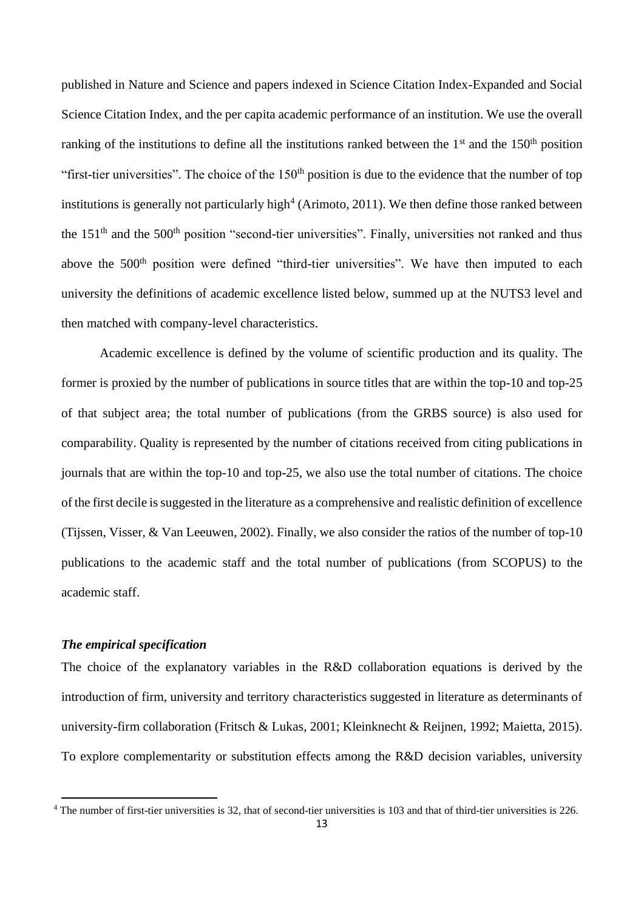published in Nature and Science and papers indexed in Science Citation Index-Expanded and Social Science Citation Index, and the per capita academic performance of an institution. We use the overall ranking of the institutions to define all the institutions ranked between the 1st and the 150th position "first-tier universities". The choice of the 150th position is due to the evidence that the number of top institutions is generally not particularly high[4] (Arimoto, 2011). We then define those ranked between the 151th and the 500th position "second-tier universities". Finally, universities not ranked and thus above the 500th position were defined "third-tier universities". We have then imputed to each university the definitions of academic excellence listed below, summed up at the NUTS3 level and then matched with company-level characteristics.

Academic excellence is defined by the volume of scientific production and its quality. The former is proxied by the number of publications in source titles that are within the top-10 and top-25 of that subject area; the total number of publications (from the GRBS source) is also used for comparability. Quality is represented by the number of citations received from citing publications in journals that are within the top-10 and top-25, we also use the total number of citations. The choice of the first decile is suggested in the literature as a comprehensive and realistic definition of excellence (Tijssen, Visser, & Van Leeuwen, 2002). Finally, we also consider the ratios of the number of top-10 publications to the academic staff and the total number of publications (from SCOPUS) to the academic staff.

### *The empirical specification*

The choice of the explanatory variables in the R&D collaboration equations is derived by the introduction of firm, university and territory characteristics suggested in literature as determinants of university-firm collaboration (Fritsch & Lukas, 2001; Kleinknecht & Reijnen, 1992; Maietta, 2015). To explore complementarity or substitution effects among the R&D decision variables, university

[4] The number of first-tier universities is 32, that of second-tier universities is 103 and that of third-tier universities is 226.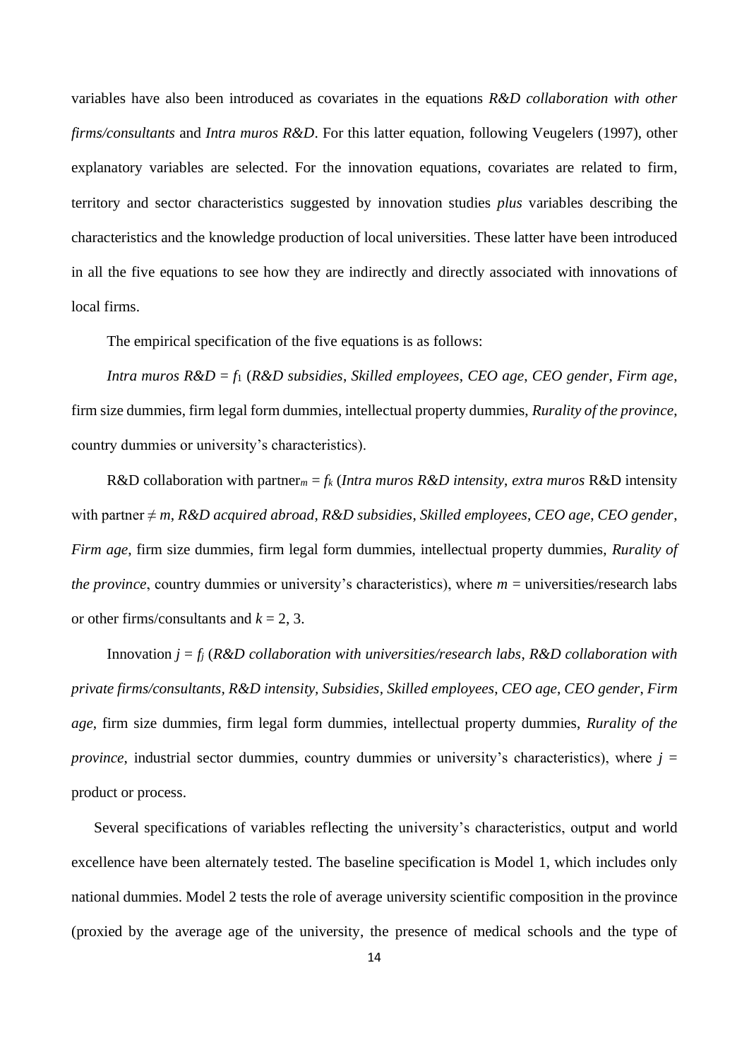variables have also been introduced as covariates in the equations *R&D collaboration with other firms/consultants* and *Intra muros R&D*. For this latter equation, following Veugelers (1997), other explanatory variables are selected. For the innovation equations, covariates are related to firm, territory and sector characteristics suggested by innovation studies *plus* variables describing the characteristics and the knowledge production of local universities. These latter have been introduced in all the five equations to see how they are indirectly and directly associated with innovations of local firms.

The empirical specification of the five equations is as follows:

*Intra muros R&D* = $f_1$ (*R&D subsidies*, *Skilled employees*, *CEO age*, *CEO gender*, *Firm age*, firm size dummies, firm legal form dummies, intellectual property dummies, *Rurality of the province*, country dummies or university's characteristics).

R&D collaboration with partner$_m$ = $f_k$ (*Intra muros R&D intensity*, *extra muros* R&D intensity with partner $\neq m$, *R&D acquired abroad*, *R&D subsidies*, *Skilled employees*, *CEO age*, *CEO gender*, *Firm age*, firm size dummies, firm legal form dummies, intellectual property dummies, *Rurality of the province*, country dummies or university's characteristics), where $m$ = universities/research labs or other firms/consultants and $k = 2, 3$.

Innovation $j = f_j$ (*R&D collaboration with universities/research labs*, *R&D collaboration with private firms/consultants*, *R&D intensity*, *Subsidies*, *Skilled employees*, *CEO age*, *CEO gender*, *Firm age*, firm size dummies, firm legal form dummies, intellectual property dummies, *Rurality of the province*, industrial sector dummies, country dummies or university's characteristics), where $j$ = product or process.

Several specifications of variables reflecting the university's characteristics, output and world excellence have been alternately tested. The baseline specification is Model 1, which includes only national dummies. Model 2 tests the role of average university scientific composition in the province (proxied by the average age of the university, the presence of medical schools and the type of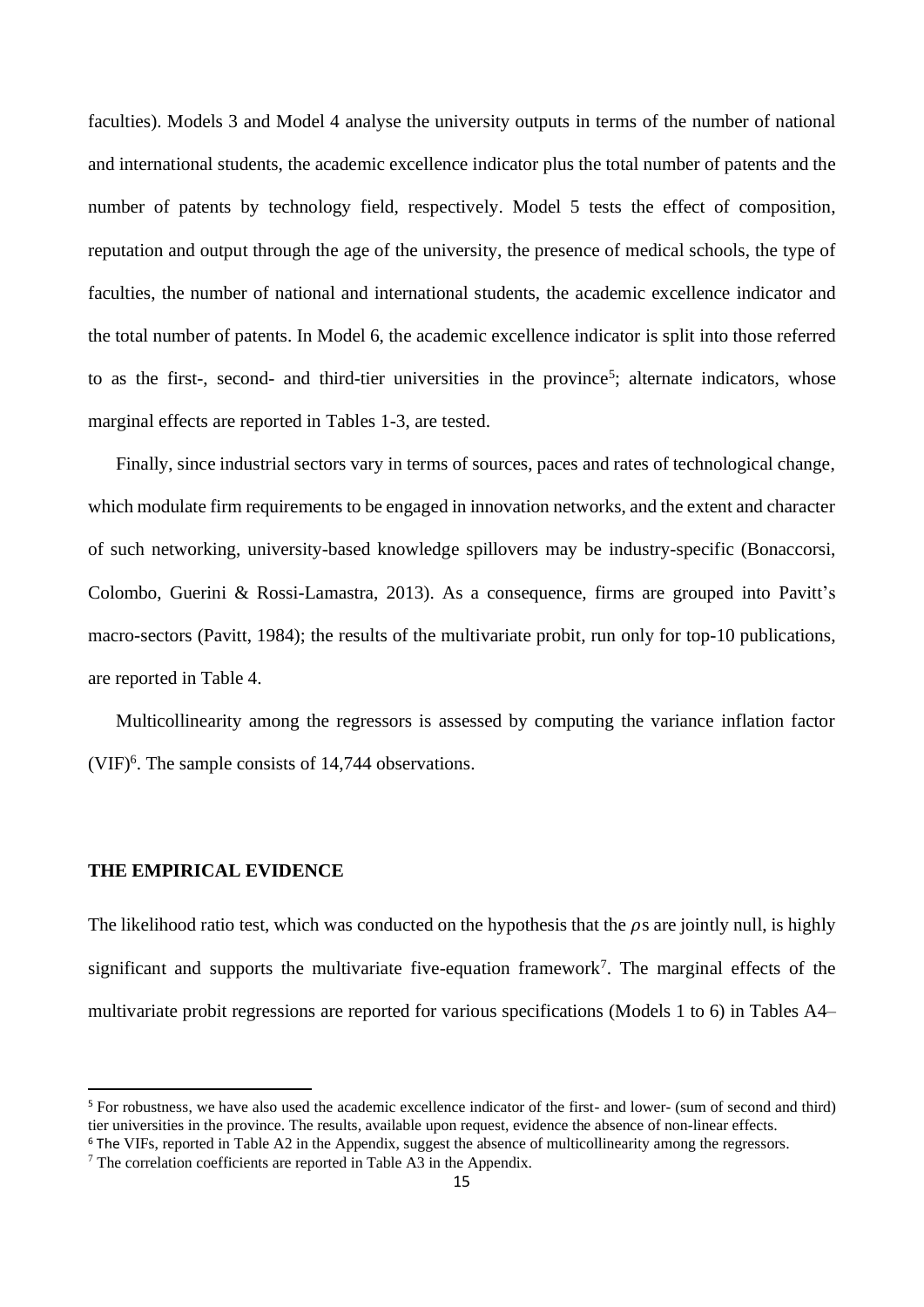faculties). Models 3 and Model 4 analyse the university outputs in terms of the number of national and international students, the academic excellence indicator plus the total number of patents and the number of patents by technology field, respectively. Model 5 tests the effect of composition, reputation and output through the age of the university, the presence of medical schools, the type of faculties, the number of national and international students, the academic excellence indicator and the total number of patents. In Model 6, the academic excellence indicator is split into those referred to as the first-, second- and third-tier universities in the province[5]; alternate indicators, whose marginal effects are reported in Tables 1-3, are tested.

Finally, since industrial sectors vary in terms of sources, paces and rates of technological change, which modulate firm requirements to be engaged in innovation networks, and the extent and character of such networking, university-based knowledge spillovers may be industry-specific (Bonaccorsi, Colombo, Guerini & Rossi-Lamastra, 2013). As a consequence, firms are grouped into Pavitt's macro-sectors (Pavitt, 1984); the results of the multivariate probit, run only for top-10 publications, are reported in Table 4.

Multicollinearity among the regressors is assessed by computing the variance inflation factor (VIF)[6]. The sample consists of 14,744 observations.

## THE EMPIRICAL EVIDENCE

The likelihood ratio test, which was conducted on the hypothesis that the $\rho$s are jointly null, is highly significant and supports the multivariate five-equation framework[7]. The marginal effects of the multivariate probit regressions are reported for various specifications (Models 1 to 6) in Tables A4–

---

[5] For robustness, we have also used the academic excellence indicator of the first- and lower- (sum of second and third) tier universities in the province. The results, available upon request, evidence the absence of non-linear effects.

[6] The VIFs, reported in Table A2 in the Appendix, suggest the absence of multicollinearity among the regressors.

[7] The correlation coefficients are reported in Table A3 in the Appendix.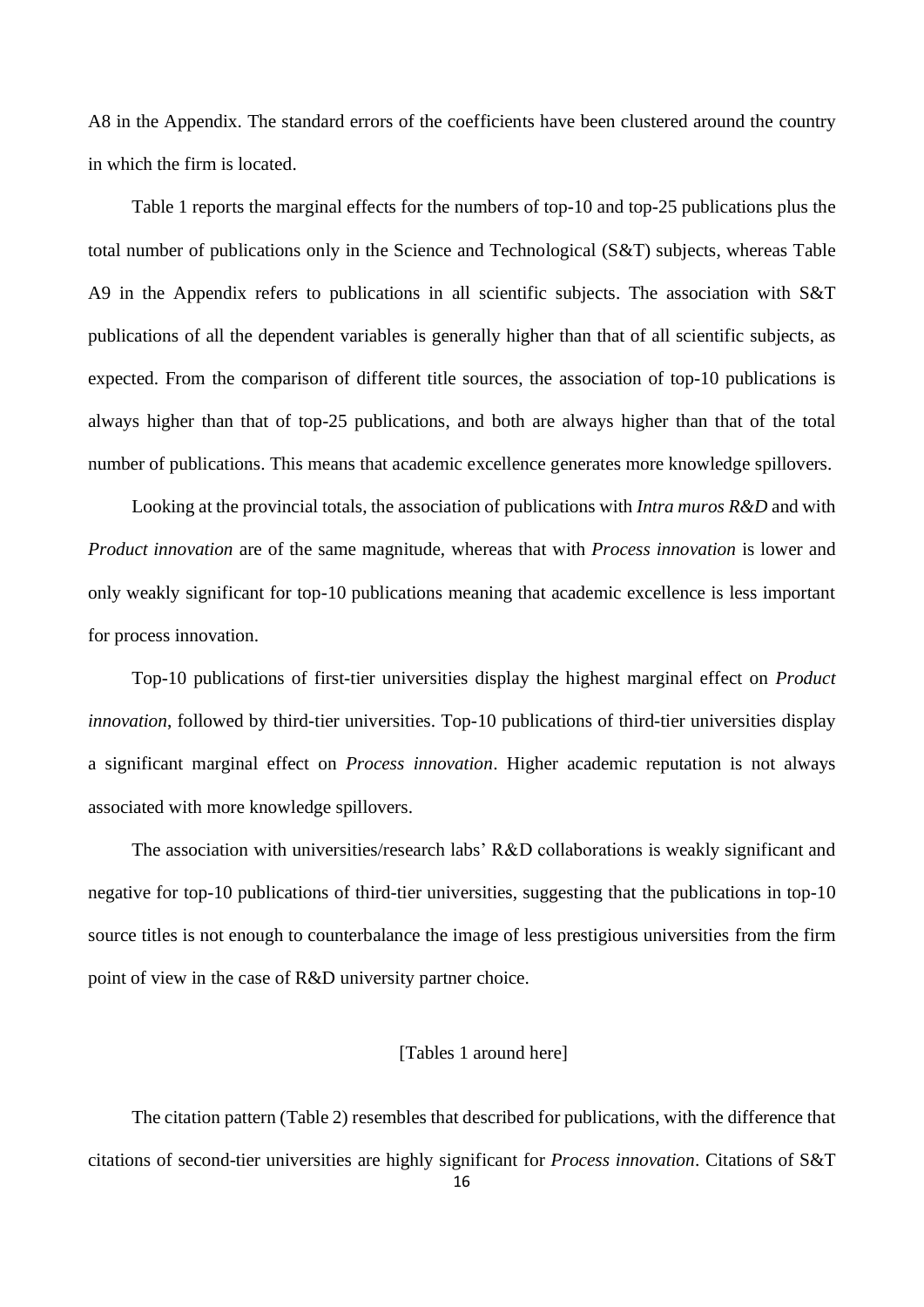A8 in the Appendix. The standard errors of the coefficients have been clustered around the country in which the firm is located.

Table 1 reports the marginal effects for the numbers of top-10 and top-25 publications plus the total number of publications only in the Science and Technological (S&T) subjects, whereas Table A9 in the Appendix refers to publications in all scientific subjects. The association with S&T publications of all the dependent variables is generally higher than that of all scientific subjects, as expected. From the comparison of different title sources, the association of top-10 publications is always higher than that of top-25 publications, and both are always higher than that of the total number of publications. This means that academic excellence generates more knowledge spillovers.

Looking at the provincial totals, the association of publications with *Intra muros R&D* and with *Product innovation* are of the same magnitude, whereas that with *Process innovation* is lower and only weakly significant for top-10 publications meaning that academic excellence is less important for process innovation.

Top-10 publications of first-tier universities display the highest marginal effect on *Product innovation*, followed by third-tier universities. Top-10 publications of third-tier universities display a significant marginal effect on *Process innovation*. Higher academic reputation is not always associated with more knowledge spillovers.

The association with universities/research labs' R&D collaborations is weakly significant and negative for top-10 publications of third-tier universities, suggesting that the publications in top-10 source titles is not enough to counterbalance the image of less prestigious universities from the firm point of view in the case of R&D university partner choice.

[Tables 1 around here]

The citation pattern (Table 2) resembles that described for publications, with the difference that citations of second-tier universities are highly significant for *Process innovation*. Citations of S&T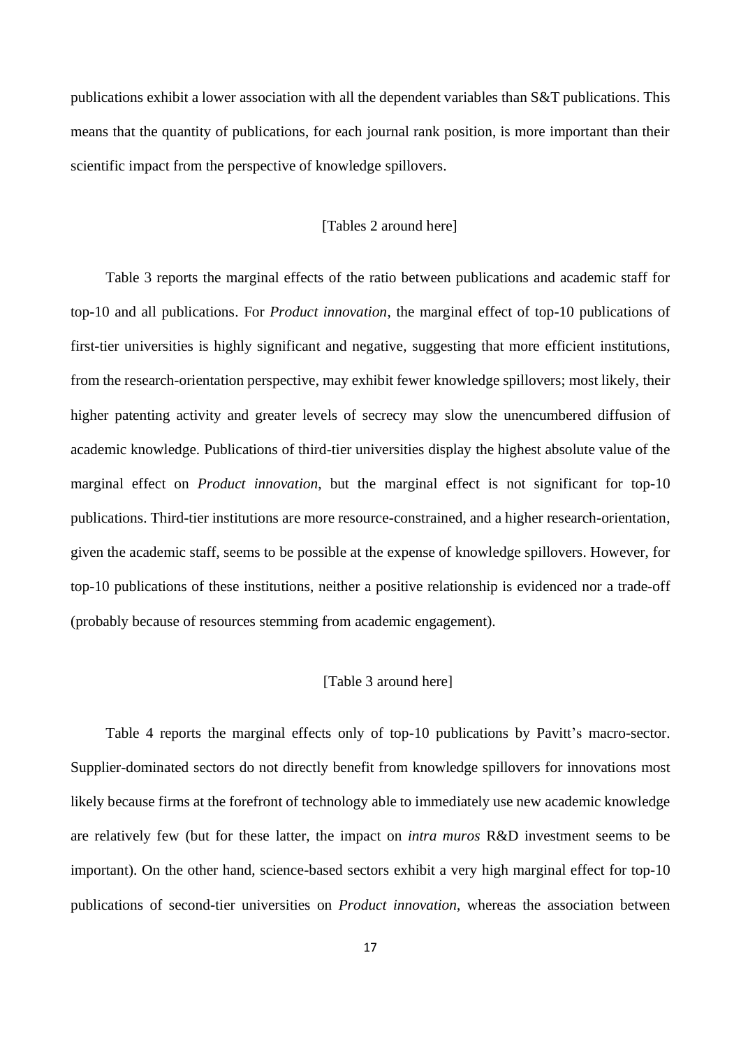publications exhibit a lower association with all the dependent variables than S&T publications. This means that the quantity of publications, for each journal rank position, is more important than their scientific impact from the perspective of knowledge spillovers.

[Tables 2 around here]

Table 3 reports the marginal effects of the ratio between publications and academic staff for top-10 and all publications. For *Product innovation*, the marginal effect of top-10 publications of first-tier universities is highly significant and negative, suggesting that more efficient institutions, from the research-orientation perspective, may exhibit fewer knowledge spillovers; most likely, their higher patenting activity and greater levels of secrecy may slow the unencumbered diffusion of academic knowledge. Publications of third-tier universities display the highest absolute value of the marginal effect on *Product innovation*, but the marginal effect is not significant for top-10 publications. Third-tier institutions are more resource-constrained, and a higher research-orientation, given the academic staff, seems to be possible at the expense of knowledge spillovers. However, for top-10 publications of these institutions, neither a positive relationship is evidenced nor a trade-off (probably because of resources stemming from academic engagement).

[Table 3 around here]

Table 4 reports the marginal effects only of top-10 publications by Pavitt's macro-sector. Supplier-dominated sectors do not directly benefit from knowledge spillovers for innovations most likely because firms at the forefront of technology able to immediately use new academic knowledge are relatively few (but for these latter, the impact on *intra muros* R&D investment seems to be important). On the other hand, science-based sectors exhibit a very high marginal effect for top-10 publications of second-tier universities on *Product innovation*, whereas the association between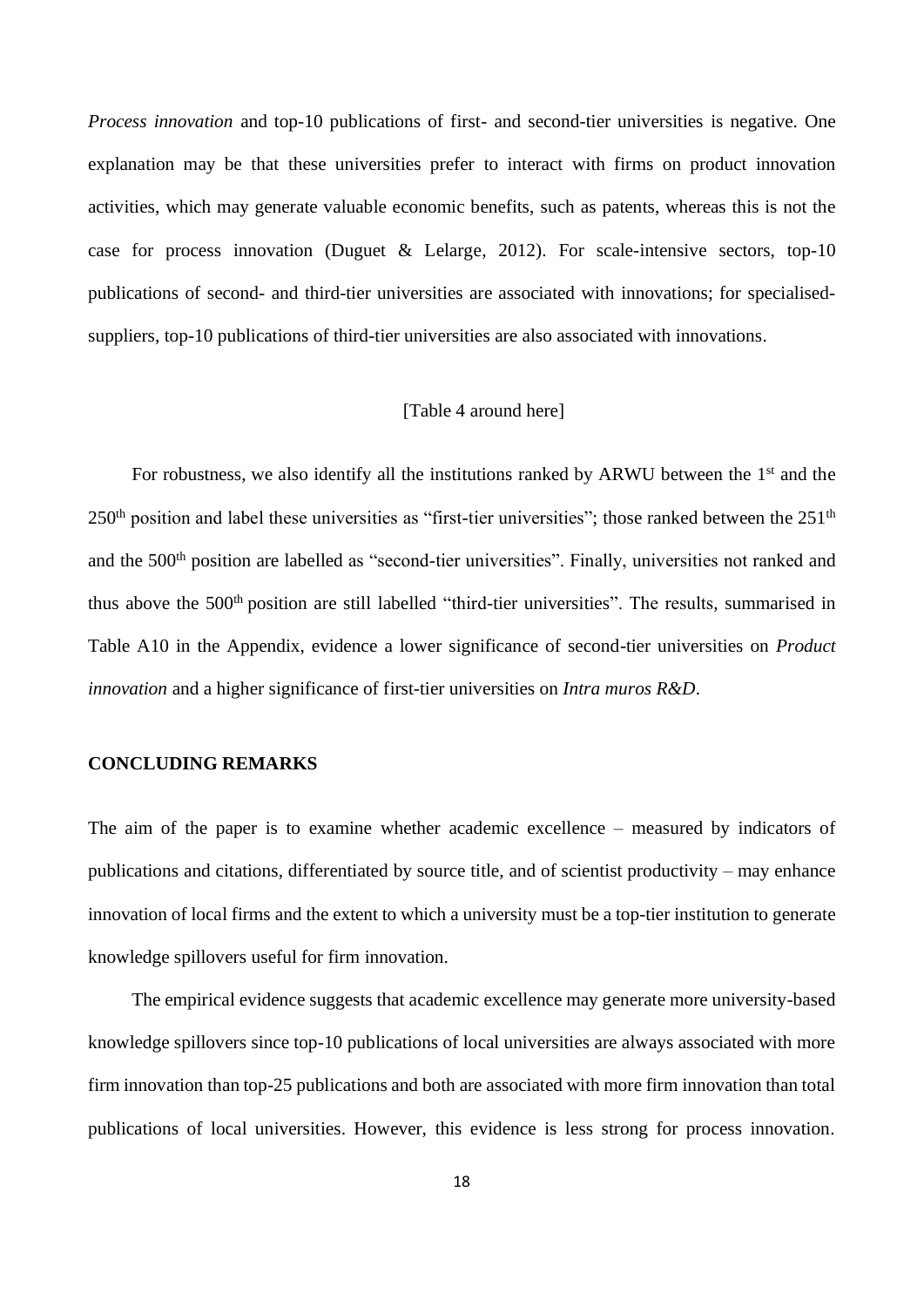*Process innovation* and top-10 publications of first- and second-tier universities is negative. One explanation may be that these universities prefer to interact with firms on product innovation activities, which may generate valuable economic benefits, such as patents, whereas this is not the case for process innovation (Duguet & Lelarge, 2012). For scale-intensive sectors, top-10 publications of second- and third-tier universities are associated with innovations; for specialised-suppliers, top-10 publications of third-tier universities are also associated with innovations.

[Table 4 around here]

For robustness, we also identify all the institutions ranked by ARWU between the 1st and the 250th position and label these universities as "first-tier universities"; those ranked between the 251th and the 500th position are labelled as "second-tier universities". Finally, universities not ranked and thus above the 500th position are still labelled "third-tier universities". The results, summarised in Table A10 in the Appendix, evidence a lower significance of second-tier universities on *Product innovation* and a higher significance of first-tier universities on *Intra muros R&D*.

## CONCLUDING REMARKS

The aim of the paper is to examine whether academic excellence – measured by indicators of publications and citations, differentiated by source title, and of scientist productivity – may enhance innovation of local firms and the extent to which a university must be a top-tier institution to generate knowledge spillovers useful for firm innovation.

The empirical evidence suggests that academic excellence may generate more university-based knowledge spillovers since top-10 publications of local universities are always associated with more firm innovation than top-25 publications and both are associated with more firm innovation than total publications of local universities. However, this evidence is less strong for process innovation.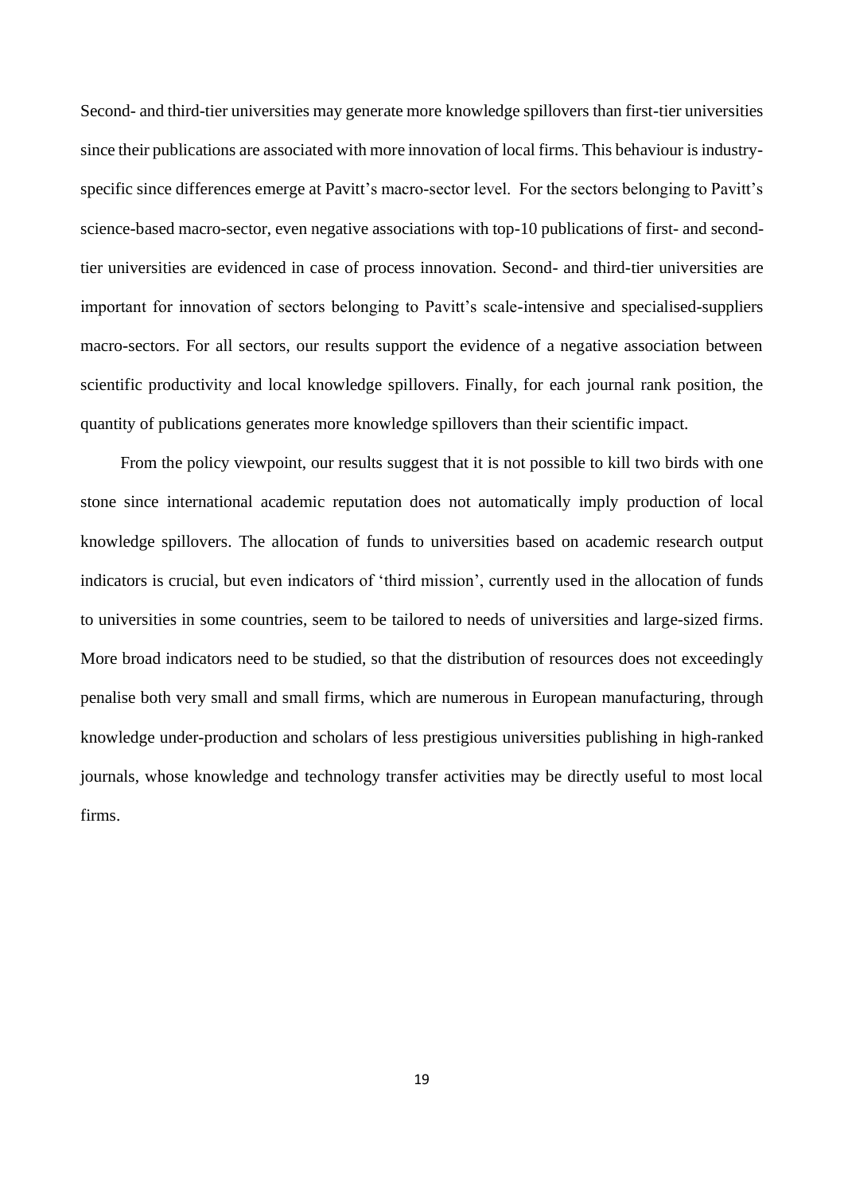Second- and third-tier universities may generate more knowledge spillovers than first-tier universities since their publications are associated with more innovation of local firms. This behaviour is industry-specific since differences emerge at Pavitt's macro-sector level. For the sectors belonging to Pavitt's science-based macro-sector, even negative associations with top-10 publications of first- and second-tier universities are evidenced in case of process innovation. Second- and third-tier universities are important for innovation of sectors belonging to Pavitt's scale-intensive and specialised-suppliers macro-sectors. For all sectors, our results support the evidence of a negative association between scientific productivity and local knowledge spillovers. Finally, for each journal rank position, the quantity of publications generates more knowledge spillovers than their scientific impact.

From the policy viewpoint, our results suggest that it is not possible to kill two birds with one stone since international academic reputation does not automatically imply production of local knowledge spillovers. The allocation of funds to universities based on academic research output indicators is crucial, but even indicators of 'third mission', currently used in the allocation of funds to universities in some countries, seem to be tailored to needs of universities and large-sized firms. More broad indicators need to be studied, so that the distribution of resources does not exceedingly penalise both very small and small firms, which are numerous in European manufacturing, through knowledge under-production and scholars of less prestigious universities publishing in high-ranked journals, whose knowledge and technology transfer activities may be directly useful to most local firms.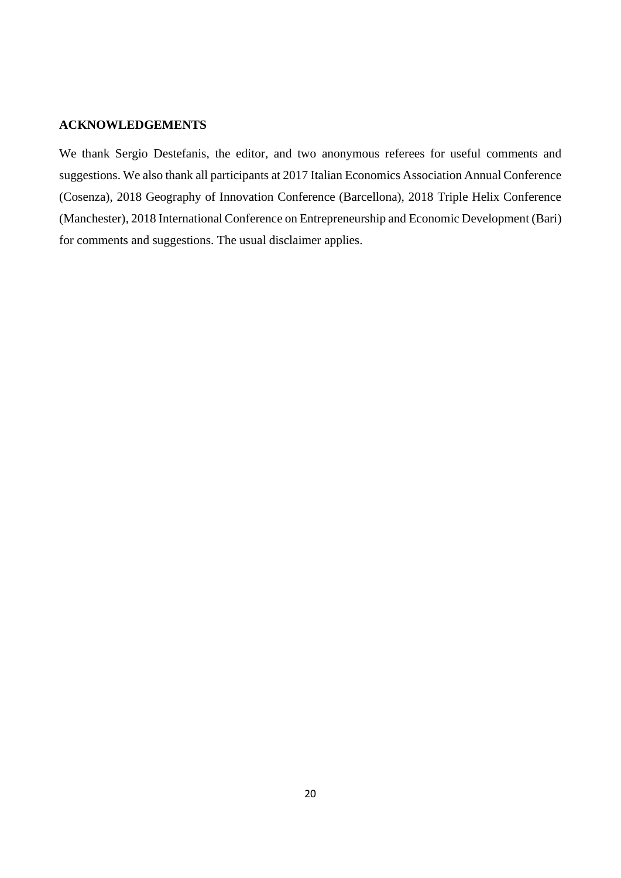## ACKNOWLEDGEMENTS

We thank Sergio Destefanis, the editor, and two anonymous referees for useful comments and suggestions. We also thank all participants at 2017 Italian Economics Association Annual Conference (Cosenza), 2018 Geography of Innovation Conference (Barcellona), 2018 Triple Helix Conference (Manchester), 2018 International Conference on Entrepreneurship and Economic Development (Bari) for comments and suggestions. The usual disclaimer applies.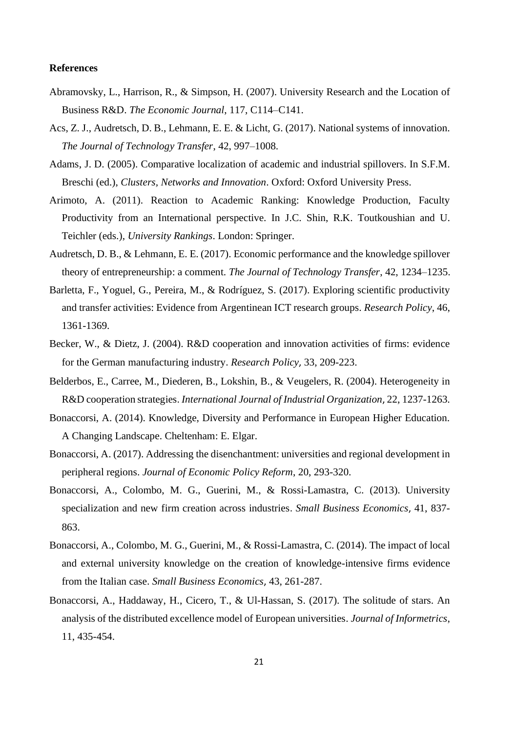**References**

Abramovsky, L., Harrison, R., & Simpson, H. (2007). University Research and the Location of Business R&D. *The Economic Journal*, 117, C114–C141.

Acs, Z. J., Audretsch, D. B., Lehmann, E. E. & Licht, G. (2017). National systems of innovation. *The Journal of Technology Transfer*, 42, 997–1008.

Adams, J. D. (2005). Comparative localization of academic and industrial spillovers. In S.F.M. Breschi (ed.), *Clusters, Networks and Innovation*. Oxford: Oxford University Press.

Arimoto, A. (2011). Reaction to Academic Ranking: Knowledge Production, Faculty Productivity from an International perspective. In J.C. Shin, R.K. Toutkoushian and U. Teichler (eds.), *University Rankings*. London: Springer.

Audretsch, D. B., & Lehmann, E. E. (2017). Economic performance and the knowledge spillover theory of entrepreneurship: a comment. *The Journal of Technology Transfer*, 42, 1234–1235.

Barletta, F., Yoguel, G., Pereira, M., & Rodríguez, S. (2017). Exploring scientific productivity and transfer activities: Evidence from Argentinean ICT research groups. *Research Policy*, 46, 1361-1369.

Becker, W., & Dietz, J. (2004). R&D cooperation and innovation activities of firms: evidence for the German manufacturing industry. *Research Policy,* 33, 209-223.

Belderbos, E., Carree, M., Diederen, B., Lokshin, B., & Veugelers, R. (2004). Heterogeneity in R&D cooperation strategies. *International Journal of Industrial Organization,* 22, 1237-1263.

Bonaccorsi, A. (2014). Knowledge, Diversity and Performance in European Higher Education. A Changing Landscape. Cheltenham: E. Elgar.

Bonaccorsi, A. (2017). Addressing the disenchantment: universities and regional development in peripheral regions. *Journal of Economic Policy Reform*, 20, 293-320.

Bonaccorsi, A., Colombo, M. G., Guerini, M., & Rossi-Lamastra, C. (2013). University specialization and new firm creation across industries. *Small Business Economics,* 41, 837-863.

Bonaccorsi, A., Colombo, M. G., Guerini, M., & Rossi-Lamastra, C. (2014). The impact of local and external university knowledge on the creation of knowledge-intensive firms evidence from the Italian case. *Small Business Economics,* 43, 261-287.

Bonaccorsi, A., Haddaway, H., Cicero, T., & Ul-Hassan, S. (2017). The solitude of stars. An analysis of the distributed excellence model of European universities. *Journal of Informetrics*, 11, 435-454.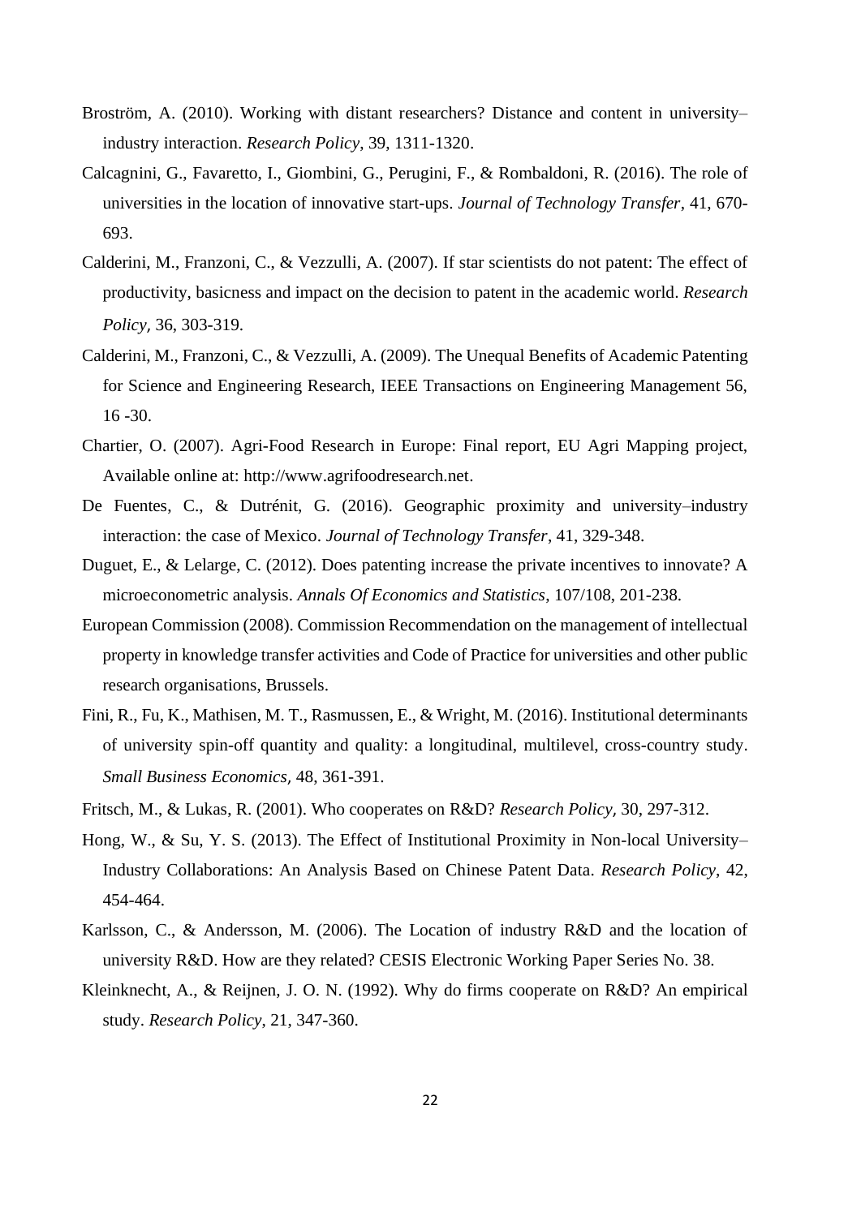Broström, A. (2010). Working with distant researchers? Distance and content in university–industry interaction. *Research Policy*, 39, 1311-1320.

Calcagnini, G., Favaretto, I., Giombini, G., Perugini, F., & Rombaldoni, R. (2016). The role of universities in the location of innovative start-ups. *Journal of Technology Transfer*, 41, 670-693.

Calderini, M., Franzoni, C., & Vezzulli, A. (2007). If star scientists do not patent: The effect of productivity, basicness and impact on the decision to patent in the academic world. *Research Policy,* 36, 303-319.

Calderini, M., Franzoni, C., & Vezzulli, A. (2009). The Unequal Benefits of Academic Patenting for Science and Engineering Research, IEEE Transactions on Engineering Management 56, 16 -30.

Chartier, O. (2007). Agri-Food Research in Europe: Final report, EU Agri Mapping project, Available online at: http://www.agrifoodresearch.net.

De Fuentes, C., & Dutrénit, G. (2016). Geographic proximity and university–industry interaction: the case of Mexico. *Journal of Technology Transfer*, 41, 329-348.

Duguet, E., & Lelarge, C. (2012). Does patenting increase the private incentives to innovate? A microeconometric analysis. *Annals Of Economics and Statistics*, 107/108, 201-238.

European Commission (2008). Commission Recommendation on the management of intellectual property in knowledge transfer activities and Code of Practice for universities and other public research organisations, Brussels.

Fini, R., Fu, K., Mathisen, M. T., Rasmussen, E., & Wright, M. (2016). Institutional determinants of university spin-off quantity and quality: a longitudinal, multilevel, cross-country study. *Small Business Economics,* 48, 361-391.

Fritsch, M., & Lukas, R. (2001). Who cooperates on R&D? *Research Policy,* 30, 297-312.

Hong, W., & Su, Y. S. (2013). The Effect of Institutional Proximity in Non-local University–Industry Collaborations: An Analysis Based on Chinese Patent Data. *Research Policy*, 42, 454-464.

Karlsson, C., & Andersson, M. (2006). The Location of industry R&D and the location of university R&D. How are they related? CESIS Electronic Working Paper Series No. 38.

Kleinknecht, A., & Reijnen, J. O. N. (1992). Why do firms cooperate on R&D? An empirical study. *Research Policy*, 21, 347-360.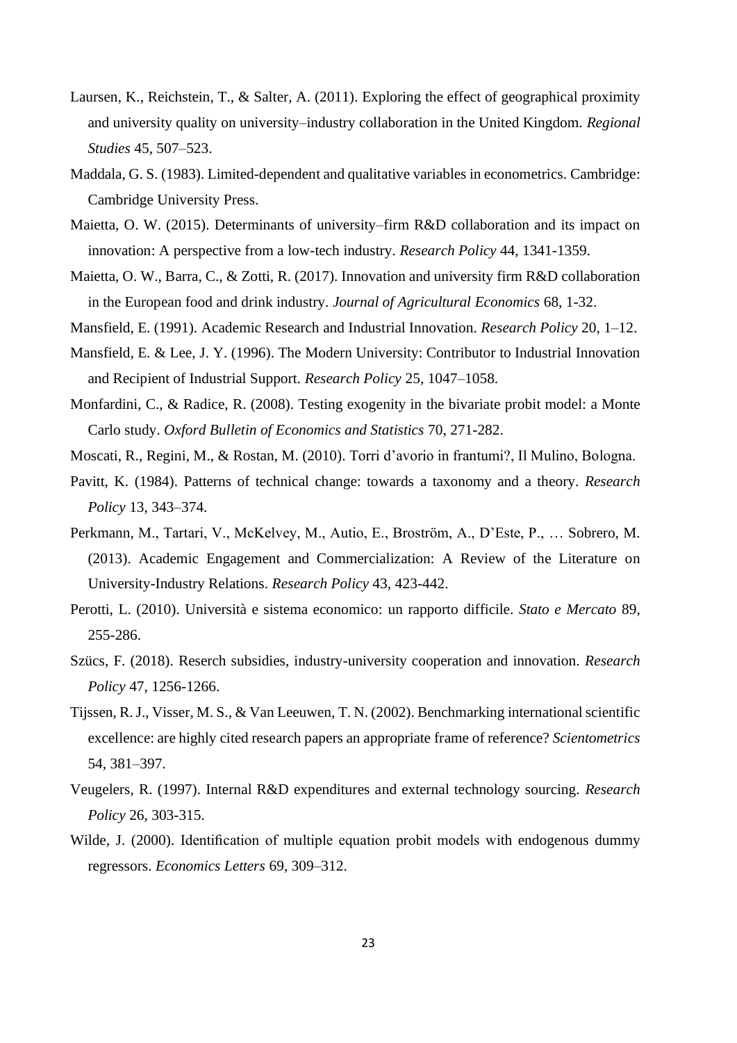Laursen, K., Reichstein, T., & Salter, A. (2011). Exploring the effect of geographical proximity and university quality on university–industry collaboration in the United Kingdom. *Regional Studies* 45, 507–523.

Maddala, G. S. (1983). Limited-dependent and qualitative variables in econometrics. Cambridge: Cambridge University Press.

Maietta, O. W. (2015). Determinants of university–firm R&D collaboration and its impact on innovation: A perspective from a low-tech industry. *Research Policy* 44, 1341-1359.

Maietta, O. W., Barra, C., & Zotti, R. (2017). Innovation and university firm R&D collaboration in the European food and drink industry. *Journal of Agricultural Economics* 68, 1-32.

Mansfield, E. (1991). Academic Research and Industrial Innovation. *Research Policy* 20, 1–12.

Mansfield, E. & Lee, J. Y. (1996). The Modern University: Contributor to Industrial Innovation and Recipient of Industrial Support. *Research Policy* 25, 1047–1058.

Monfardini, C., & Radice, R. (2008). Testing exogenity in the bivariate probit model: a Monte Carlo study. *Oxford Bulletin of Economics and Statistics* 70, 271-282.

Moscati, R., Regini, M., & Rostan, M. (2010). Torri d'avorio in frantumi?, Il Mulino, Bologna.

Pavitt, K. (1984). Patterns of technical change: towards a taxonomy and a theory. *Research Policy* 13, 343–374.

Perkmann, M., Tartari, V., McKelvey, M., Autio, E., Broström, A., D'Este, P., … Sobrero, M. (2013). Academic Engagement and Commercialization: A Review of the Literature on University-Industry Relations. *Research Policy* 43, 423-442.

Perotti, L. (2010). Università e sistema economico: un rapporto difficile. *Stato e Mercato* 89, 255-286.

Szücs, F. (2018). Reserch subsidies, industry-university cooperation and innovation. *Research Policy* 47, 1256-1266.

Tijssen, R. J., Visser, M. S., & Van Leeuwen, T. N. (2002). Benchmarking international scientific excellence: are highly cited research papers an appropriate frame of reference? *Scientometrics* 54, 381–397.

Veugelers, R. (1997). Internal R&D expenditures and external technology sourcing. *Research Policy* 26, 303-315.

Wilde, J. (2000). Identification of multiple equation probit models with endogenous dummy regressors. *Economics Letters* 69, 309–312.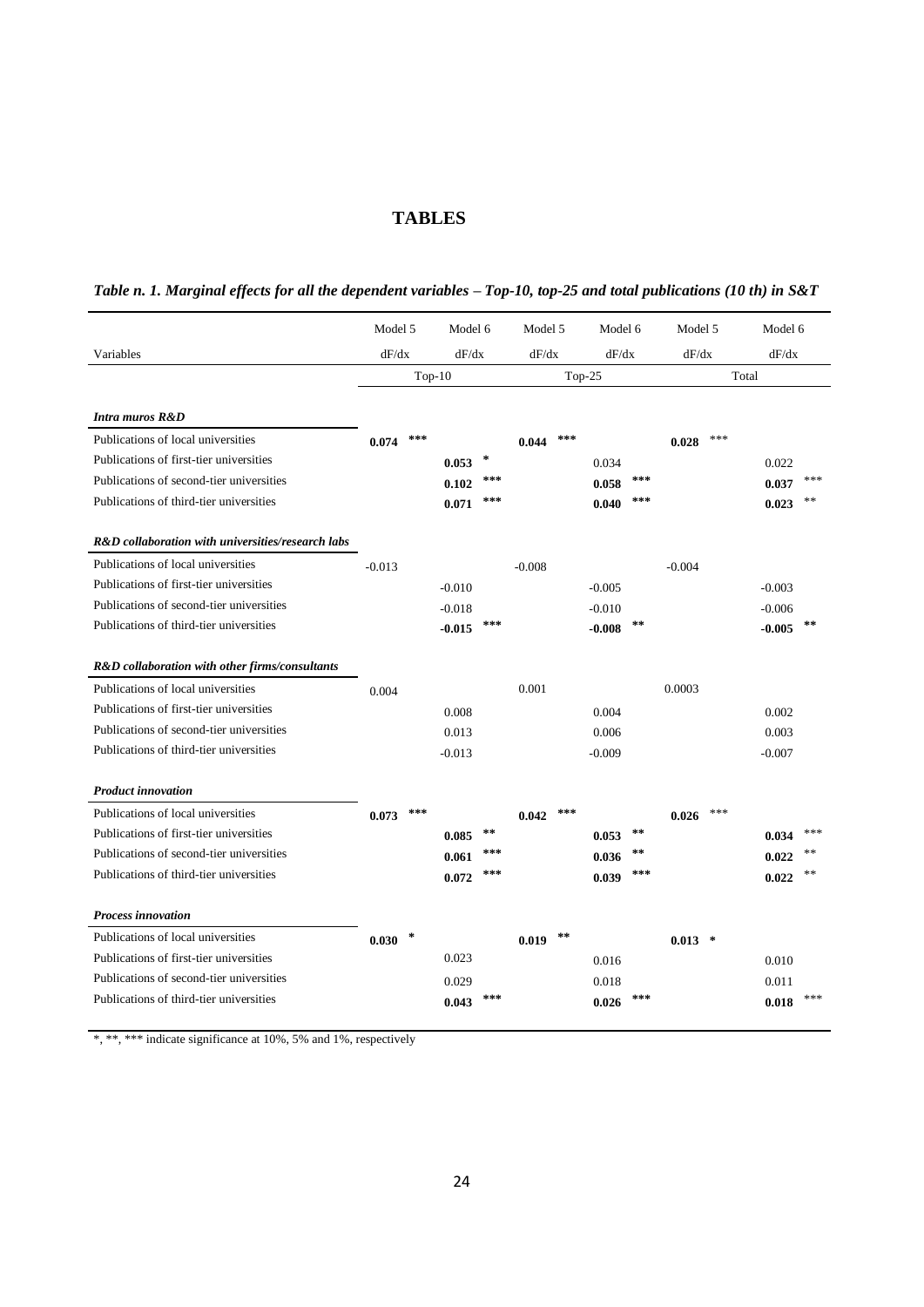# TABLES

***Table n. 1. Marginal effects for all the dependent variables – Top-10, top-25 and total publications (10 th) in S&T***

| Variables | Model 5 dF/dx | Model 6 dF/dx | Model 5 dF/dx | Model 6 dF/dx | Model 5 dF/dx | Model 6 dF/dx |
|---|---|---|---|---|---|---|
| | Top-10 | | Top-25 | | Total | |
| ***Intra muros R&D*** | | | | | | |
| Publications of local universities | **0.074** *** | | **0.044** *** | | **0.028** *** | |
| Publications of first-tier universities | | **0.053** * | | 0.034 | | 0.022 |
| Publications of second-tier universities | | **0.102** *** | | **0.058** *** | | **0.037** *** |
| Publications of third-tier universities | | **0.071** *** | | **0.040** *** | | **0.023** ** |
| ***R&D collaboration with universities/research labs*** | | | | | | |
| Publications of local universities | -0.013 | | -0.008 | | -0.004 | |
| Publications of first-tier universities | | -0.010 | | -0.005 | | -0.003 |
| Publications of second-tier universities | | -0.018 | | -0.010 | | -0.006 |
| Publications of third-tier universities | | **-0.015** *** | | **-0.008** ** | | **-0.005** ** |
| ***R&D collaboration with other firms/consultants*** | | | | | | |
| Publications of local universities | 0.004 | | 0.001 | | 0.0003 | |
| Publications of first-tier universities | | 0.008 | | 0.004 | | 0.002 |
| Publications of second-tier universities | | 0.013 | | 0.006 | | 0.003 |
| Publications of third-tier universities | | -0.013 | | -0.009 | | -0.007 |
| ***Product innovation*** | | | | | | |
| Publications of local universities | **0.073** *** | | **0.042** *** | | **0.026** *** | |
| Publications of first-tier universities | | **0.085** ** | | **0.053** ** | | **0.034** *** |
| Publications of second-tier universities | | **0.061** *** | | **0.036** ** | | **0.022** ** |
| Publications of third-tier universities | | **0.072** *** | | **0.039** *** | | **0.022** ** |
| ***Process innovation*** | | | | | | |
| Publications of local universities | **0.030** * | | **0.019** ** | | **0.013** * | |
| Publications of first-tier universities | | 0.023 | | 0.016 | | 0.010 |
| Publications of second-tier universities | | 0.029 | | 0.018 | | 0.011 |
| Publications of third-tier universities | | **0.043** *** | | **0.026** *** | | **0.018** *** |

*, **, *** indicate significance at 10%, 5% and 1%, respectively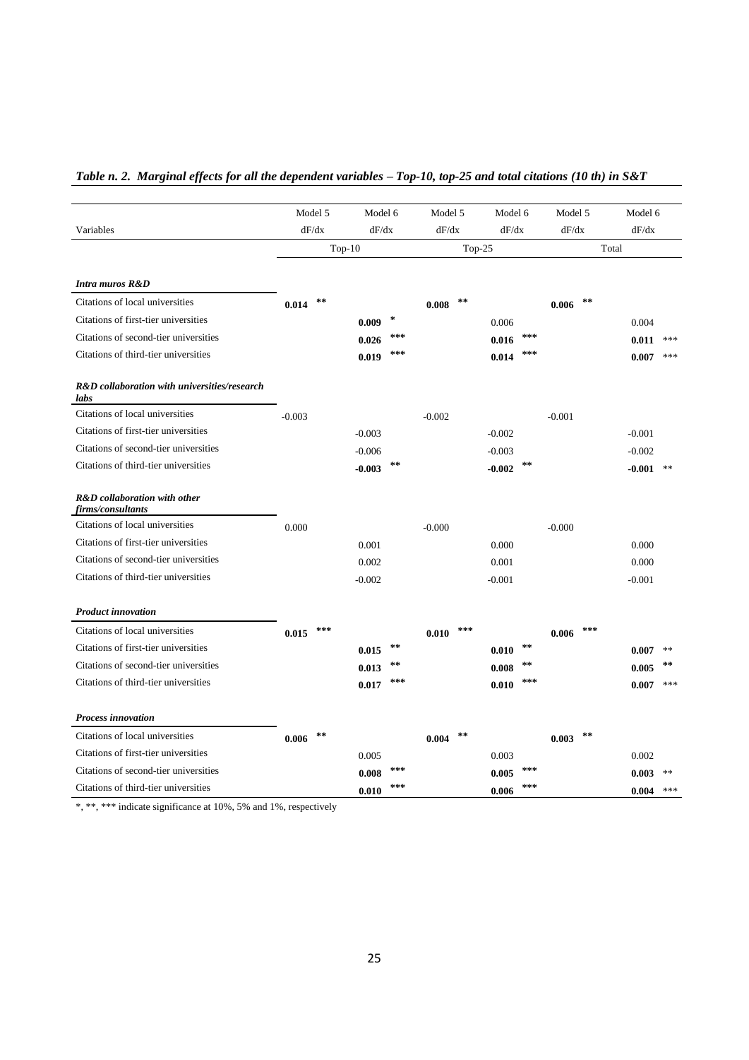*Table n. 2. Marginal effects for all the dependent variables – Top-10, top-25 and total citations (10 th) in S&T*

| Variables | Model 5 dF/dx | Model 6 dF/dx | Model 5 dF/dx | Model 6 dF/dx | Model 5 dF/dx | Model 6 dF/dx |
|---|---|---|---|---|---|---|
| | Top-10 | | Top-25 | | Total | |
| ***Intra muros R&D*** | | | | | | |
| Citations of local universities | **0.014** ** | | **0.008** ** | | **0.006** ** | |
| Citations of first-tier universities | | **0.009** * | | 0.006 | | 0.004 |
| Citations of second-tier universities | | **0.026** *** | | **0.016** *** | | **0.011** *** |
| Citations of third-tier universities | | **0.019** *** | | **0.014** *** | | **0.007** *** |
| ***R&D collaboration with universities/research labs*** | | | | | | |
| Citations of local universities | -0.003 | | -0.002 | | -0.001 | |
| Citations of first-tier universities | | -0.003 | | -0.002 | | -0.001 |
| Citations of second-tier universities | | -0.006 | | -0.003 | | -0.002 |
| Citations of third-tier universities | | **-0.003** ** | | **-0.002** ** | | **-0.001** ** |
| ***R&D collaboration with other firms/consultants*** | | | | | | |
| Citations of local universities | 0.000 | | -0.000 | | -0.000 | |
| Citations of first-tier universities | | 0.001 | | 0.000 | | 0.000 |
| Citations of second-tier universities | | 0.002 | | 0.001 | | 0.000 |
| Citations of third-tier universities | | -0.002 | | -0.001 | | -0.001 |
| ***Product innovation*** | | | | | | |
| Citations of local universities | **0.015** *** | | **0.010** *** | | **0.006** *** | |
| Citations of first-tier universities | | **0.015** ** | | **0.010** ** | | **0.007** ** |
| Citations of second-tier universities | | **0.013** ** | | **0.008** ** | | **0.005** ** |
| Citations of third-tier universities | | **0.017** *** | | **0.010** *** | | **0.007** *** |
| ***Process innovation*** | | | | | | |
| Citations of local universities | **0.006** ** | | **0.004** ** | | **0.003** ** | |
| Citations of first-tier universities | | 0.005 | | 0.003 | | 0.002 |
| Citations of second-tier universities | | **0.008** *** | | **0.005** *** | | **0.003** ** |
| Citations of third-tier universities | | **0.010** *** | | **0.006** *** | | **0.004** *** |

*, **, *** indicate significance at 10%, 5% and 1%, respectively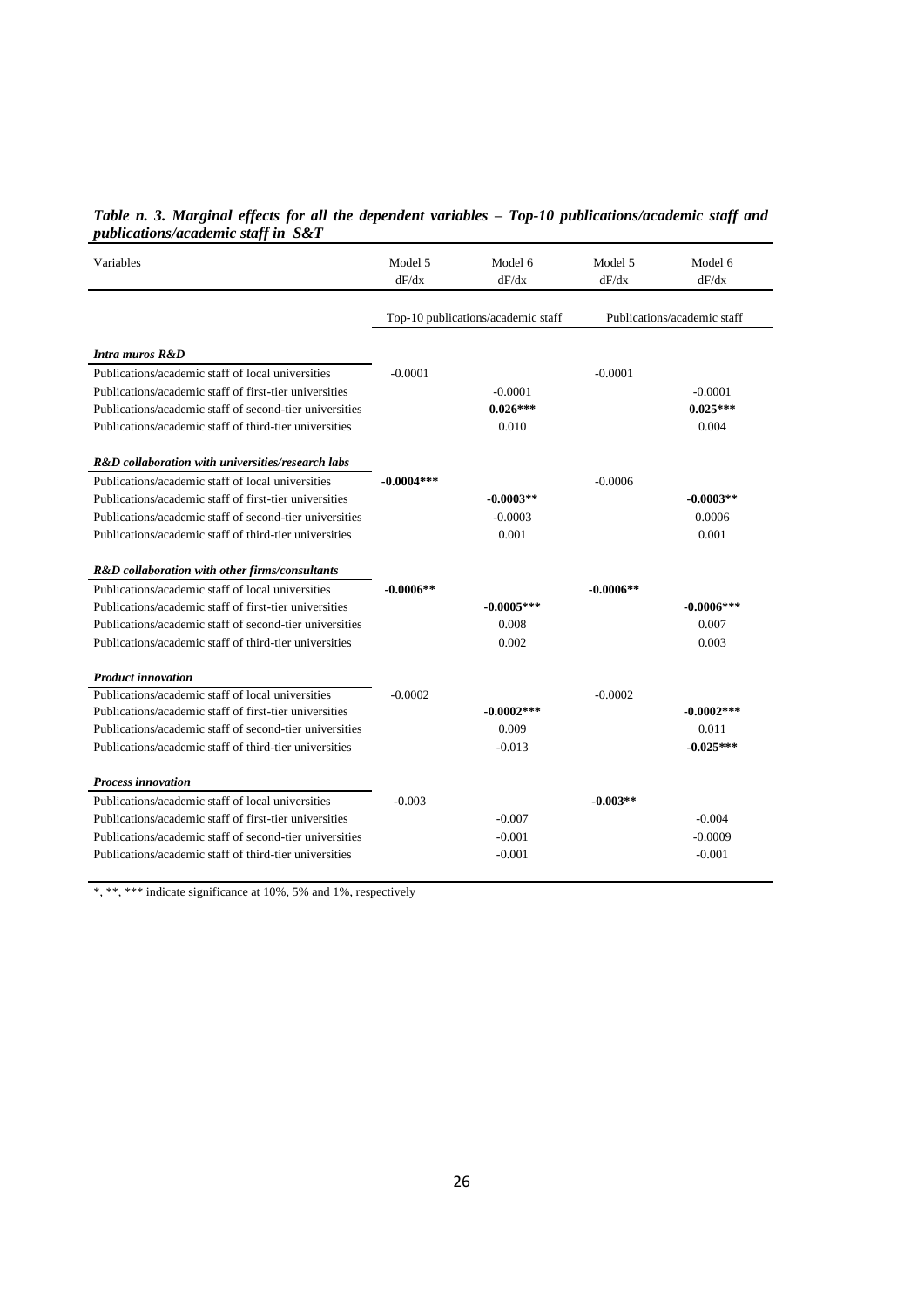***Table n. 3. Marginal effects for all the dependent variables – Top-10 publications/academic staff and publications/academic staff in S&T***

| Variables | Model 5<br>dF/dx | Model 6<br>dF/dx | Model 5<br>dF/dx | Model 6<br>dF/dx |
|---|---|---|---|---|
| | Top-10 publications/academic staff | | Publications/academic staff | |
| ***Intra muros R&D*** | | | | |
| Publications/academic staff of local universities | -0.0001 | | -0.0001 | |
| Publications/academic staff of first-tier universities | | -0.0001 | | -0.0001 |
| Publications/academic staff of second-tier universities | | **0.026\*\*\*** | | **0.025\*\*\*** |
| Publications/academic staff of third-tier universities | | 0.010 | | 0.004 |
| ***R&D collaboration with universities/research labs*** | | | | |
| Publications/academic staff of local universities | **-0.0004\*\*\*** | | -0.0006 | |
| Publications/academic staff of first-tier universities | | **-0.0003\*\*** | | **-0.0003\*\*** |
| Publications/academic staff of second-tier universities | | -0.0003 | | 0.0006 |
| Publications/academic staff of third-tier universities | | 0.001 | | 0.001 |
| ***R&D collaboration with other firms/consultants*** | | | | |
| Publications/academic staff of local universities | **-0.0006\*\*** | | **-0.0006\*\*** | |
| Publications/academic staff of first-tier universities | | **-0.0005\*\*\*** | | **-0.0006\*\*\*** |
| Publications/academic staff of second-tier universities | | 0.008 | | 0.007 |
| Publications/academic staff of third-tier universities | | 0.002 | | 0.003 |
| ***Product innovation*** | | | | |
| Publications/academic staff of local universities | -0.0002 | | -0.0002 | |
| Publications/academic staff of first-tier universities | | **-0.0002\*\*\*** | | **-0.0002\*\*\*** |
| Publications/academic staff of second-tier universities | | 0.009 | | 0.011 |
| Publications/academic staff of third-tier universities | | -0.013 | | **-0.025\*\*\*** |
| ***Process innovation*** | | | | |
| Publications/academic staff of local universities | -0.003 | | **-0.003\*\*** | |
| Publications/academic staff of first-tier universities | | -0.007 | | -0.004 |
| Publications/academic staff of second-tier universities | | -0.001 | | -0.0009 |
| Publications/academic staff of third-tier universities | | -0.001 | | -0.001 |

*, **, *** indicate significance at 10%, 5% and 1%, respectively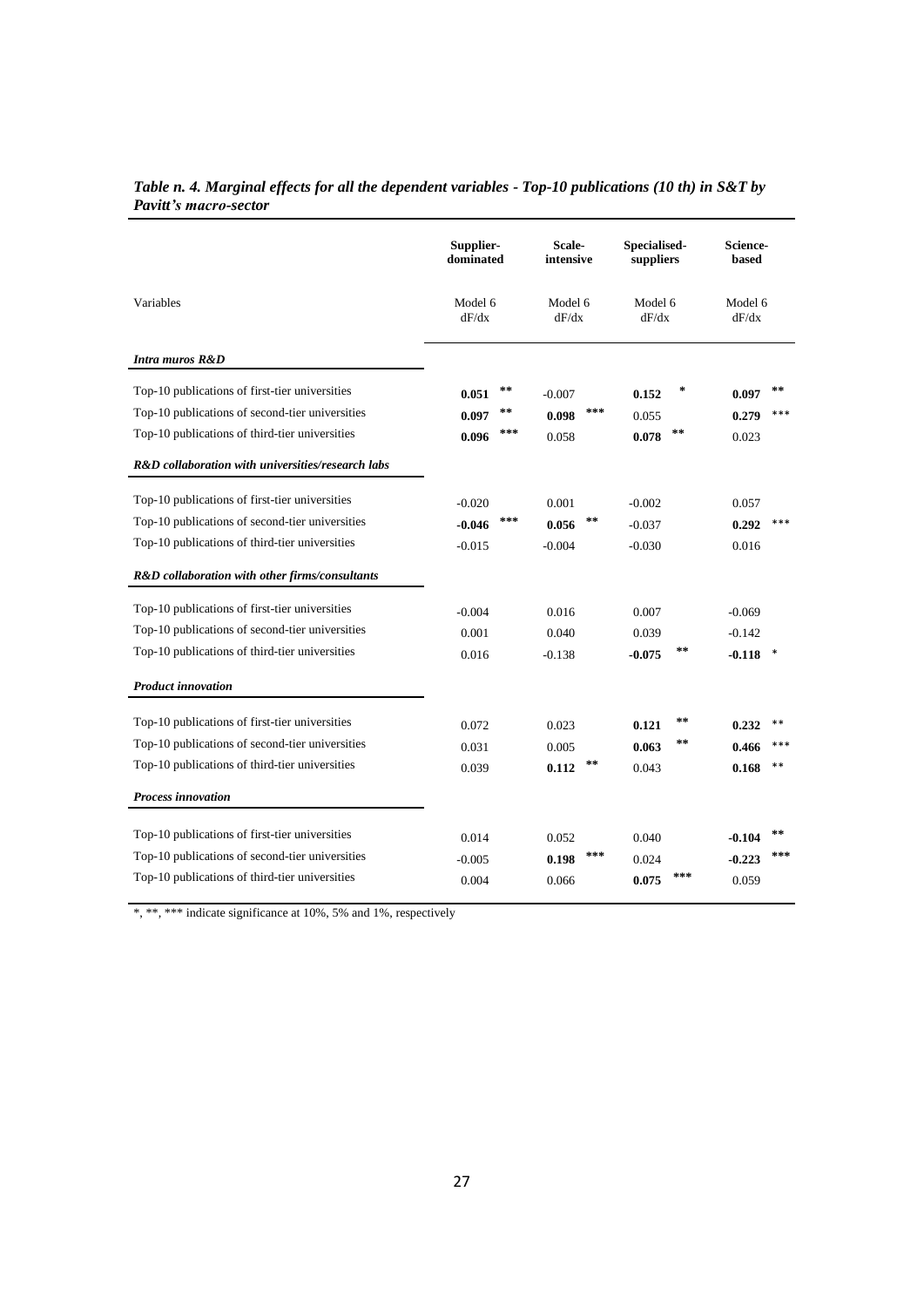***Table n. 4. Marginal effects for all the dependent variables - Top-10 publications (10 th) in S&T by Pavitt's macro-sector***

| Variables | Supplier-dominated Model 6 dF/dx | Scale-intensive Model 6 dF/dx | Specialised-suppliers Model 6 dF/dx | Science-based Model 6 dF/dx |
|---|---|---|---|---|
| ***Intra muros R&D*** | | | | |
| Top-10 publications of first-tier universities | **0.051** ** | -0.007 | **0.152** * | **0.097** ** |
| Top-10 publications of second-tier universities | **0.097** ** | **0.098** *** | 0.055 | **0.279** *** |
| Top-10 publications of third-tier universities | **0.096** *** | 0.058 | **0.078** ** | 0.023 |
| ***R&D collaboration with universities/research labs*** | | | | |
| Top-10 publications of first-tier universities | -0.020 | 0.001 | -0.002 | 0.057 |
| Top-10 publications of second-tier universities | **-0.046** *** | **0.056** ** | -0.037 | **0.292** *** |
| Top-10 publications of third-tier universities | -0.015 | -0.004 | -0.030 | 0.016 |
| ***R&D collaboration with other firms/consultants*** | | | | |
| Top-10 publications of first-tier universities | -0.004 | 0.016 | 0.007 | -0.069 |
| Top-10 publications of second-tier universities | 0.001 | 0.040 | 0.039 | -0.142 |
| Top-10 publications of third-tier universities | 0.016 | -0.138 | **-0.075** ** | **-0.118** * |
| ***Product innovation*** | | | | |
| Top-10 publications of first-tier universities | 0.072 | 0.023 | **0.121** ** | **0.232** ** |
| Top-10 publications of second-tier universities | 0.031 | 0.005 | **0.063** ** | **0.466** *** |
| Top-10 publications of third-tier universities | 0.039 | **0.112** ** | 0.043 | **0.168** ** |
| ***Process innovation*** | | | | |
| Top-10 publications of first-tier universities | 0.014 | 0.052 | 0.040 | **-0.104** ** |
| Top-10 publications of second-tier universities | -0.005 | **0.198** *** | 0.024 | **-0.223** *** |
| Top-10 publications of third-tier universities | 0.004 | 0.066 | **0.075** *** | 0.059 |

*, **, *** indicate significance at 10%, 5% and 1%, respectively